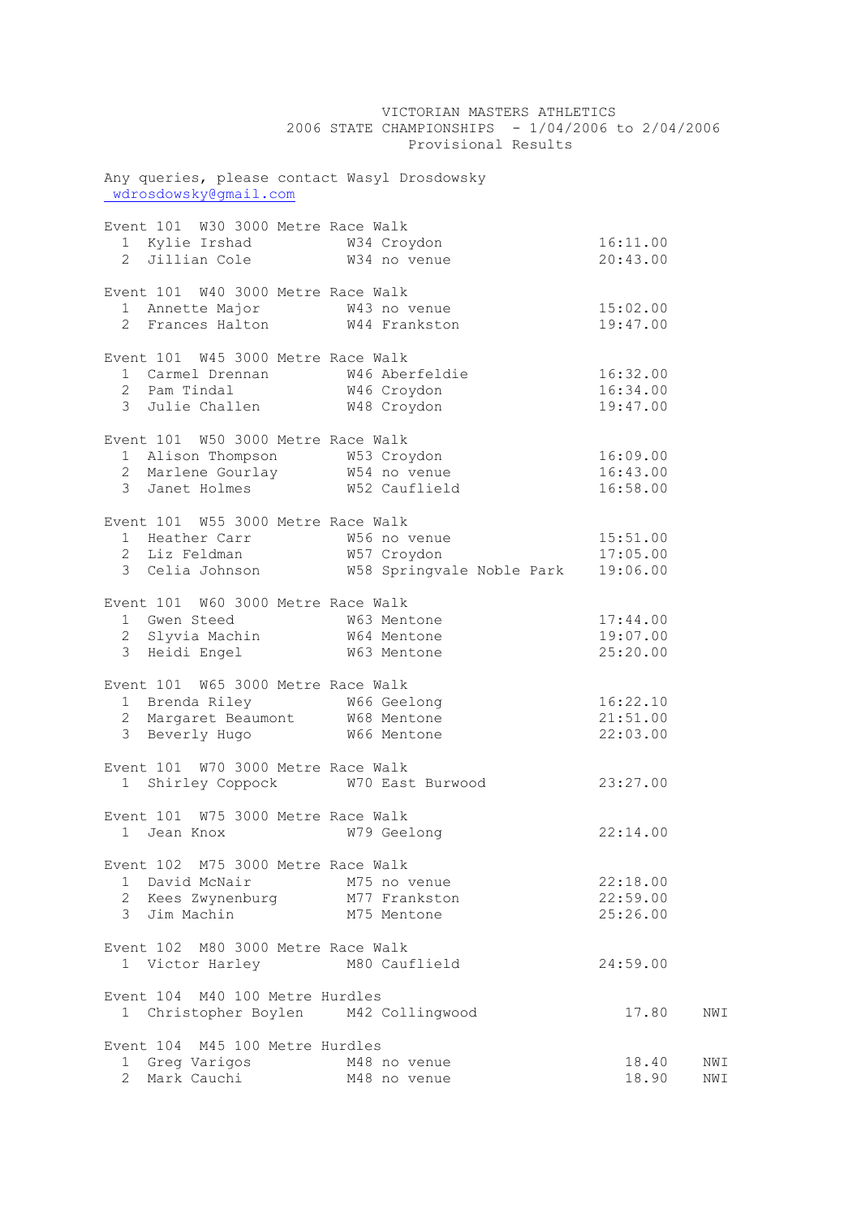# VICTORIAN MASTERS ATHLETICS
## 2006 STATE CHAMPIONSHIPS - 1/04/2006 to 2/04/2006
### Provisional Results

Any queries, please contact Wasyl Drosdowsky
wdrosdowsky@gmail.com

**Event 101 W30 3000 Metre Race Walk**

| Place | Name | Age | Club | Time | |
|---|---|---|---|---|---|
| 1 | Kylie Irshad | W34 | Croydon | 16:11.00 | |
| 2 | Jillian Cole | W34 | no venue | 20:43.00 | |

**Event 101 W40 3000 Metre Race Walk**

| Place | Name | Age | Club | Time | |
|---|---|---|---|---|---|
| 1 | Annette Major | W43 | no venue | 15:02.00 | |
| 2 | Frances Halton | W44 | Frankston | 19:47.00 | |

**Event 101 W45 3000 Metre Race Walk**

| Place | Name | Age | Club | Time | |
|---|---|---|---|---|---|
| 1 | Carmel Drennan | W46 | Aberfeldie | 16:32.00 | |
| 2 | Pam Tindal | W46 | Croydon | 16:34.00 | |
| 3 | Julie Challen | W48 | Croydon | 19:47.00 | |

**Event 101 W50 3000 Metre Race Walk**

| Place | Name | Age | Club | Time | |
|---|---|---|---|---|---|
| 1 | Alison Thompson | W53 | Croydon | 16:09.00 | |
| 2 | Marlene Gourlay | W54 | no venue | 16:43.00 | |
| 3 | Janet Holmes | W52 | Cauflield | 16:58.00 | |

**Event 101 W55 3000 Metre Race Walk**

| Place | Name | Age | Club | Time | |
|---|---|---|---|---|---|
| 1 | Heather Carr | W56 | no venue | 15:51.00 | |
| 2 | Liz Feldman | W57 | Croydon | 17:05.00 | |
| 3 | Celia Johnson | W58 | Springvale Noble Park | 19:06.00 | |

**Event 101 W60 3000 Metre Race Walk**

| Place | Name | Age | Club | Time | |
|---|---|---|---|---|---|
| 1 | Gwen Steed | W63 | Mentone | 17:44.00 | |
| 2 | Slyvia Machin | W64 | Mentone | 19:07.00 | |
| 3 | Heidi Engel | W63 | Mentone | 25:20.00 | |

**Event 101 W65 3000 Metre Race Walk**

| Place | Name | Age | Club | Time | |
|---|---|---|---|---|---|
| 1 | Brenda Riley | W66 | Geelong | 16:22.10 | |
| 2 | Margaret Beaumont | W68 | Mentone | 21:51.00 | |
| 3 | Beverly Hugo | W66 | Mentone | 22:03.00 | |

**Event 101 W70 3000 Metre Race Walk**

| Place | Name | Age | Club | Time | |
|---|---|---|---|---|---|
| 1 | Shirley Coppock | W70 | East Burwood | 23:27.00 | |

**Event 101 W75 3000 Metre Race Walk**

| Place | Name | Age | Club | Time | |
|---|---|---|---|---|---|
| 1 | Jean Knox | W79 | Geelong | 22:14.00 | |

**Event 102 M75 3000 Metre Race Walk**

| Place | Name | Age | Club | Time | |
|---|---|---|---|---|---|
| 1 | David McNair | M75 | no venue | 22:18.00 | |
| 2 | Kees Zwynenburg | M77 | Frankston | 22:59.00 | |
| 3 | Jim Machin | M75 | Mentone | 25:26.00 | |

**Event 102 M80 3000 Metre Race Walk**

| Place | Name | Age | Club | Time | |
|---|---|---|---|---|---|
| 1 | Victor Harley | M80 | Cauflield | 24:59.00 | |

**Event 104 M40 100 Metre Hurdles**

| Place | Name | Age | Club | Time | Wind |
|---|---|---|---|---|---|
| 1 | Christopher Boylen | M42 | Collingwood | 17.80 | NWI |

**Event 104 M45 100 Metre Hurdles**

| Place | Name | Age | Club | Time | Wind |
|---|---|---|---|---|---|
| 1 | Greg Varigos | M48 | no venue | 18.40 | NWI |
| 2 | Mark Cauchi | M48 | no venue | 18.90 | NWI |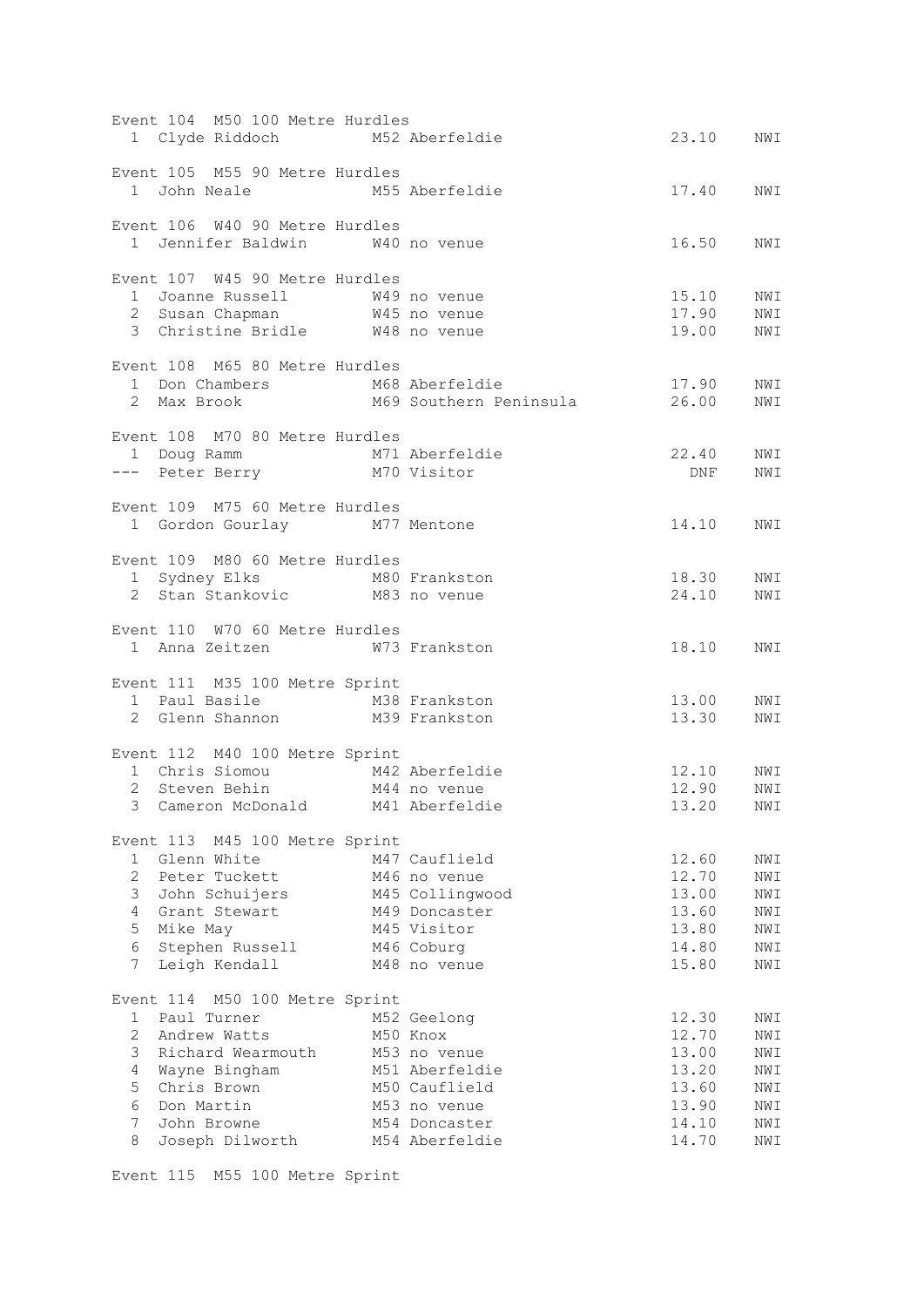Event 104  M50 100 Metre Hurdles

| Place | Name | Age/Club | Time | Wind |
|---|---|---|---|---|
| 1 | Clyde Riddoch | M52 Aberfeldie | 23.10 | NWI |

Event 105  M55 90 Metre Hurdles

| Place | Name | Age/Club | Time | Wind |
|---|---|---|---|---|
| 1 | John Neale | M55 Aberfeldie | 17.40 | NWI |

Event 106  W40 90 Metre Hurdles

| Place | Name | Age/Club | Time | Wind |
|---|---|---|---|---|
| 1 | Jennifer Baldwin | W40 no venue | 16.50 | NWI |

Event 107  W45 90 Metre Hurdles

| Place | Name | Age/Club | Time | Wind |
|---|---|---|---|---|
| 1 | Joanne Russell | W49 no venue | 15.10 | NWI |
| 2 | Susan Chapman | W45 no venue | 17.90 | NWI |
| 3 | Christine Bridle | W48 no venue | 19.00 | NWI |

Event 108  M65 80 Metre Hurdles

| Place | Name | Age/Club | Time | Wind |
|---|---|---|---|---|
| 1 | Don Chambers | M68 Aberfeldie | 17.90 | NWI |
| 2 | Max Brook | M69 Southern Peninsula | 26.00 | NWI |

Event 108  M70 80 Metre Hurdles

| Place | Name | Age/Club | Time | Wind |
|---|---|---|---|---|
| 1 | Doug Ramm | M71 Aberfeldie | 22.40 | NWI |
| --- | Peter Berry | M70 Visitor | DNF | NWI |

Event 109  M75 60 Metre Hurdles

| Place | Name | Age/Club | Time | Wind |
|---|---|---|---|---|
| 1 | Gordon Gourlay | M77 Mentone | 14.10 | NWI |

Event 109  M80 60 Metre Hurdles

| Place | Name | Age/Club | Time | Wind |
|---|---|---|---|---|
| 1 | Sydney Elks | M80 Frankston | 18.30 | NWI |
| 2 | Stan Stankovic | M83 no venue | 24.10 | NWI |

Event 110  W70 60 Metre Hurdles

| Place | Name | Age/Club | Time | Wind |
|---|---|---|---|---|
| 1 | Anna Zeitzen | W73 Frankston | 18.10 | NWI |

Event 111  M35 100 Metre Sprint

| Place | Name | Age/Club | Time | Wind |
|---|---|---|---|---|
| 1 | Paul Basile | M38 Frankston | 13.00 | NWI |
| 2 | Glenn Shannon | M39 Frankston | 13.30 | NWI |

Event 112  M40 100 Metre Sprint

| Place | Name | Age/Club | Time | Wind |
|---|---|---|---|---|
| 1 | Chris Siomou | M42 Aberfeldie | 12.10 | NWI |
| 2 | Steven Behin | M44 no venue | 12.90 | NWI |
| 3 | Cameron McDonald | M41 Aberfeldie | 13.20 | NWI |

Event 113  M45 100 Metre Sprint

| Place | Name | Age/Club | Time | Wind |
|---|---|---|---|---|
| 1 | Glenn White | M47 Cauflield | 12.60 | NWI |
| 2 | Peter Tuckett | M46 no venue | 12.70 | NWI |
| 3 | John Schuijers | M45 Collingwood | 13.00 | NWI |
| 4 | Grant Stewart | M49 Doncaster | 13.60 | NWI |
| 5 | Mike May | M45 Visitor | 13.80 | NWI |
| 6 | Stephen Russell | M46 Coburg | 14.80 | NWI |
| 7 | Leigh Kendall | M48 no venue | 15.80 | NWI |

Event 114  M50 100 Metre Sprint

| Place | Name | Age/Club | Time | Wind |
|---|---|---|---|---|
| 1 | Paul Turner | M52 Geelong | 12.30 | NWI |
| 2 | Andrew Watts | M50 Knox | 12.70 | NWI |
| 3 | Richard Wearmouth | M53 no venue | 13.00 | NWI |
| 4 | Wayne Bingham | M51 Aberfeldie | 13.20 | NWI |
| 5 | Chris Brown | M50 Cauflield | 13.60 | NWI |
| 6 | Don Martin | M53 no venue | 13.90 | NWI |
| 7 | John Browne | M54 Doncaster | 14.10 | NWI |
| 8 | Joseph Dilworth | M54 Aberfeldie | 14.70 | NWI |

Event 115  M55 100 Metre Sprint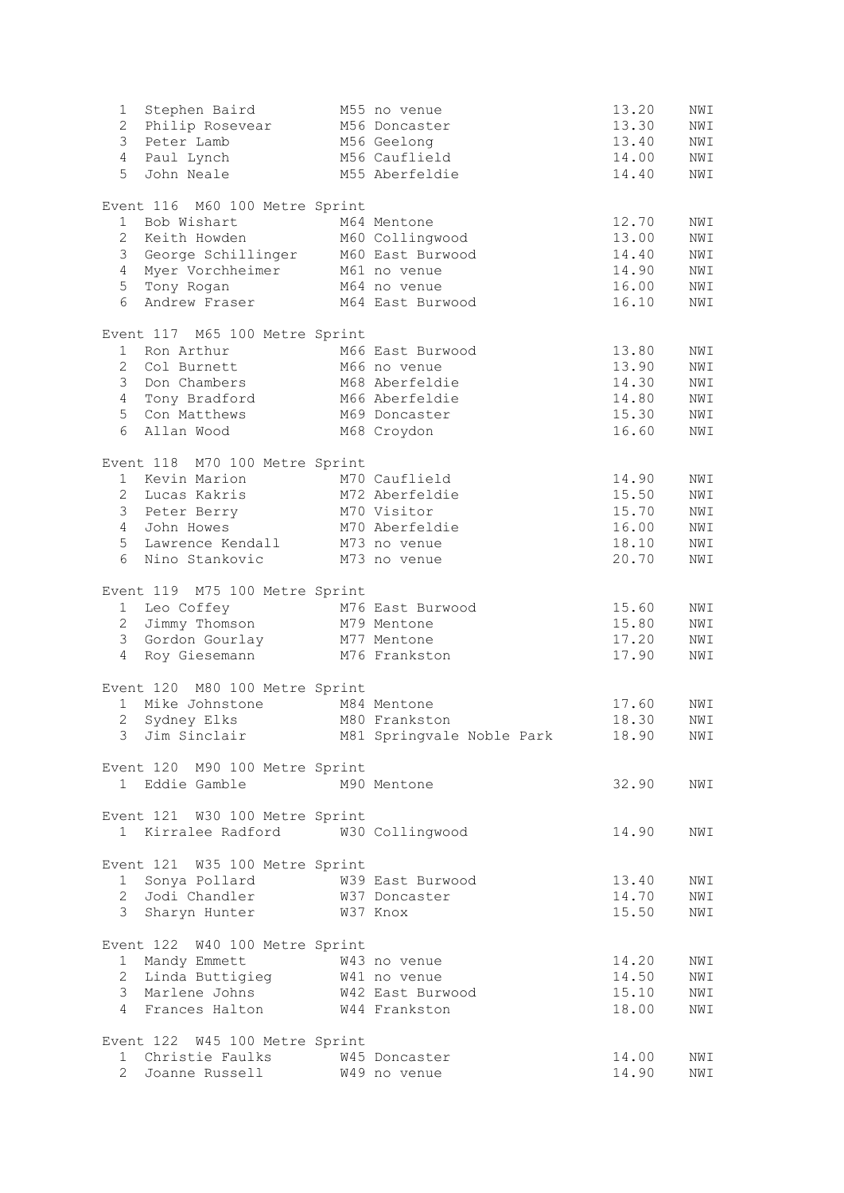| | | | | |
|---|---|---|---|---|
| 1 | Stephen Baird | M55 no venue | 13.20 | NWI |
| 2 | Philip Rosevear | M56 Doncaster | 13.30 | NWI |
| 3 | Peter Lamb | M56 Geelong | 13.40 | NWI |
| 4 | Paul Lynch | M56 Cauflield | 14.00 | NWI |
| 5 | John Neale | M55 Aberfeldie | 14.40 | NWI |

Event 116 M60 100 Metre Sprint

| | | | | |
|---|---|---|---|---|
| 1 | Bob Wishart | M64 Mentone | 12.70 | NWI |
| 2 | Keith Howden | M60 Collingwood | 13.00 | NWI |
| 3 | George Schillinger | M60 East Burwood | 14.40 | NWI |
| 4 | Myer Vorchheimer | M61 no venue | 14.90 | NWI |
| 5 | Tony Rogan | M64 no venue | 16.00 | NWI |
| 6 | Andrew Fraser | M64 East Burwood | 16.10 | NWI |

Event 117 M65 100 Metre Sprint

| | | | | |
|---|---|---|---|---|
| 1 | Ron Arthur | M66 East Burwood | 13.80 | NWI |
| 2 | Col Burnett | M66 no venue | 13.90 | NWI |
| 3 | Don Chambers | M68 Aberfeldie | 14.30 | NWI |
| 4 | Tony Bradford | M66 Aberfeldie | 14.80 | NWI |
| 5 | Con Matthews | M69 Doncaster | 15.30 | NWI |
| 6 | Allan Wood | M68 Croydon | 16.60 | NWI |

Event 118 M70 100 Metre Sprint

| | | | | |
|---|---|---|---|---|
| 1 | Kevin Marion | M70 Cauflield | 14.90 | NWI |
| 2 | Lucas Kakris | M72 Aberfeldie | 15.50 | NWI |
| 3 | Peter Berry | M70 Visitor | 15.70 | NWI |
| 4 | John Howes | M70 Aberfeldie | 16.00 | NWI |
| 5 | Lawrence Kendall | M73 no venue | 18.10 | NWI |
| 6 | Nino Stankovic | M73 no venue | 20.70 | NWI |

Event 119 M75 100 Metre Sprint

| | | | | |
|---|---|---|---|---|
| 1 | Leo Coffey | M76 East Burwood | 15.60 | NWI |
| 2 | Jimmy Thomson | M79 Mentone | 15.80 | NWI |
| 3 | Gordon Gourlay | M77 Mentone | 17.20 | NWI |
| 4 | Roy Giesemann | M76 Frankston | 17.90 | NWI |

Event 120 M80 100 Metre Sprint

| | | | | |
|---|---|---|---|---|
| 1 | Mike Johnstone | M84 Mentone | 17.60 | NWI |
| 2 | Sydney Elks | M80 Frankston | 18.30 | NWI |
| 3 | Jim Sinclair | M81 Springvale Noble Park | 18.90 | NWI |

Event 120 M90 100 Metre Sprint

| | | | | |
|---|---|---|---|---|
| 1 | Eddie Gamble | M90 Mentone | 32.90 | NWI |

Event 121 W30 100 Metre Sprint

| | | | | |
|---|---|---|---|---|
| 1 | Kirralee Radford | W30 Collingwood | 14.90 | NWI |

Event 121 W35 100 Metre Sprint

| | | | | |
|---|---|---|---|---|
| 1 | Sonya Pollard | W39 East Burwood | 13.40 | NWI |
| 2 | Jodi Chandler | W37 Doncaster | 14.70 | NWI |
| 3 | Sharyn Hunter | W37 Knox | 15.50 | NWI |

Event 122 W40 100 Metre Sprint

| | | | | |
|---|---|---|---|---|
| 1 | Mandy Emmett | W43 no venue | 14.20 | NWI |
| 2 | Linda Buttigieg | W41 no venue | 14.50 | NWI |
| 3 | Marlene Johns | W42 East Burwood | 15.10 | NWI |
| 4 | Frances Halton | W44 Frankston | 18.00 | NWI |

Event 122 W45 100 Metre Sprint

| | | | | |
|---|---|---|---|---|
| 1 | Christie Faulks | W45 Doncaster | 14.00 | NWI |
| 2 | Joanne Russell | W49 no venue | 14.90 | NWI |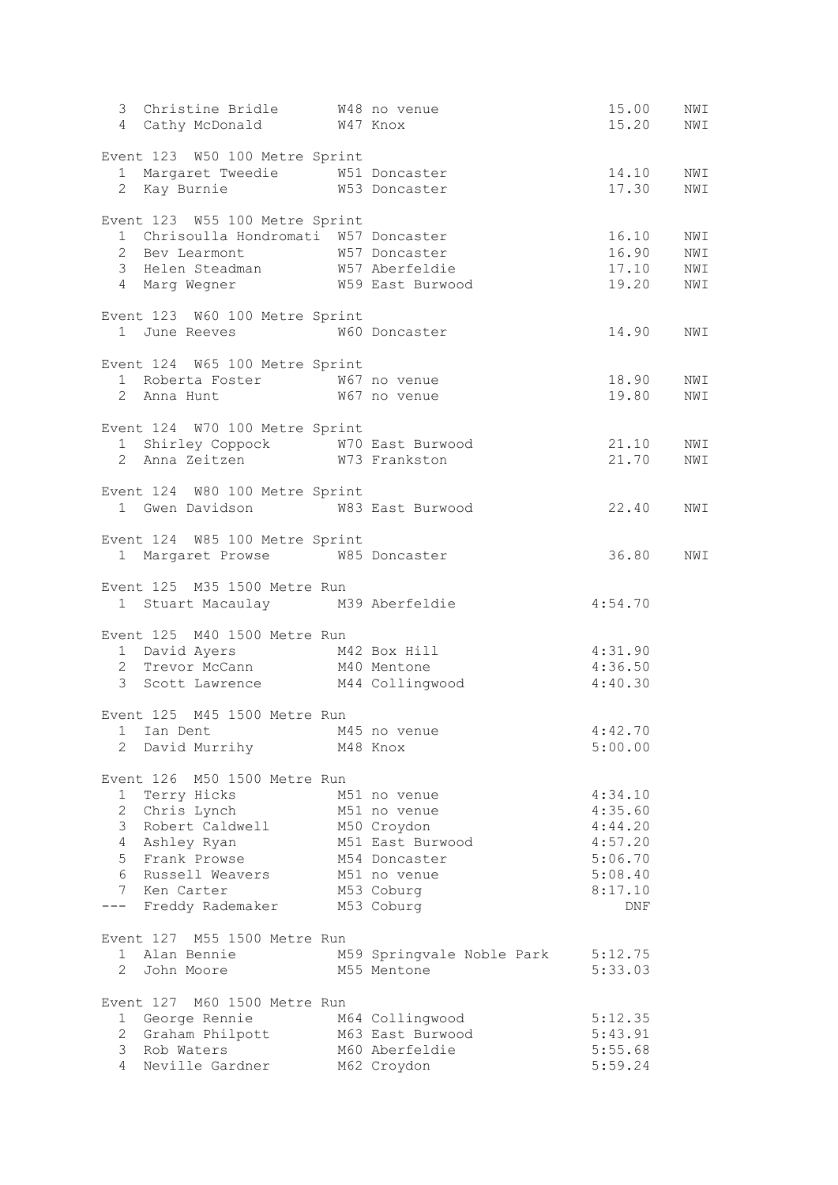| Place | Name | Age/Club | Time | Wind |
|---|---|---|---|---|
| 3 | Christine Bridle | W48 no venue | 15.00 | NWI |
| 4 | Cathy McDonald | W47 Knox | 15.20 | NWI |

Event 123 W50 100 Metre Sprint

| Place | Name | Age/Club | Time | Wind |
|---|---|---|---|---|
| 1 | Margaret Tweedie | W51 Doncaster | 14.10 | NWI |
| 2 | Kay Burnie | W53 Doncaster | 17.30 | NWI |

Event 123 W55 100 Metre Sprint

| Place | Name | Age/Club | Time | Wind |
|---|---|---|---|---|
| 1 | Chrisoulla Hondromati | W57 Doncaster | 16.10 | NWI |
| 2 | Bev Learmont | W57 Doncaster | 16.90 | NWI |
| 3 | Helen Steadman | W57 Aberfeldie | 17.10 | NWI |
| 4 | Marg Wegner | W59 East Burwood | 19.20 | NWI |

Event 123 W60 100 Metre Sprint

| Place | Name | Age/Club | Time | Wind |
|---|---|---|---|---|
| 1 | June Reeves | W60 Doncaster | 14.90 | NWI |

Event 124 W65 100 Metre Sprint

| Place | Name | Age/Club | Time | Wind |
|---|---|---|---|---|
| 1 | Roberta Foster | W67 no venue | 18.90 | NWI |
| 2 | Anna Hunt | W67 no venue | 19.80 | NWI |

Event 124 W70 100 Metre Sprint

| Place | Name | Age/Club | Time | Wind |
|---|---|---|---|---|
| 1 | Shirley Coppock | W70 East Burwood | 21.10 | NWI |
| 2 | Anna Zeitzen | W73 Frankston | 21.70 | NWI |

Event 124 W80 100 Metre Sprint

| Place | Name | Age/Club | Time | Wind |
|---|---|---|---|---|
| 1 | Gwen Davidson | W83 East Burwood | 22.40 | NWI |

Event 124 W85 100 Metre Sprint

| Place | Name | Age/Club | Time | Wind |
|---|---|---|---|---|
| 1 | Margaret Prowse | W85 Doncaster | 36.80 | NWI |

Event 125 M35 1500 Metre Run

| Place | Name | Age/Club | Time |
|---|---|---|---|
| 1 | Stuart Macaulay | M39 Aberfeldie | 4:54.70 |

Event 125 M40 1500 Metre Run

| Place | Name | Age/Club | Time |
|---|---|---|---|
| 1 | David Ayers | M42 Box Hill | 4:31.90 |
| 2 | Trevor McCann | M40 Mentone | 4:36.50 |
| 3 | Scott Lawrence | M44 Collingwood | 4:40.30 |

Event 125 M45 1500 Metre Run

| Place | Name | Age/Club | Time |
|---|---|---|---|
| 1 | Ian Dent | M45 no venue | 4:42.70 |
| 2 | David Murrihy | M48 Knox | 5:00.00 |

Event 126 M50 1500 Metre Run

| Place | Name | Age/Club | Time |
|---|---|---|---|
| 1 | Terry Hicks | M51 no venue | 4:34.10 |
| 2 | Chris Lynch | M51 no venue | 4:35.60 |
| 3 | Robert Caldwell | M50 Croydon | 4:44.20 |
| 4 | Ashley Ryan | M51 East Burwood | 4:57.20 |
| 5 | Frank Prowse | M54 Doncaster | 5:06.70 |
| 6 | Russell Weavers | M51 no venue | 5:08.40 |
| 7 | Ken Carter | M53 Coburg | 8:17.10 |
| --- | Freddy Rademaker | M53 Coburg | DNF |

Event 127 M55 1500 Metre Run

| Place | Name | Age/Club | Time |
|---|---|---|---|
| 1 | Alan Bennie | M59 Springvale Noble Park | 5:12.75 |
| 2 | John Moore | M55 Mentone | 5:33.03 |

Event 127 M60 1500 Metre Run

| Place | Name | Age/Club | Time |
|---|---|---|---|
| 1 | George Rennie | M64 Collingwood | 5:12.35 |
| 2 | Graham Philpott | M63 East Burwood | 5:43.91 |
| 3 | Rob Waters | M60 Aberfeldie | 5:55.68 |
| 4 | Neville Gardner | M62 Croydon | 5:59.24 |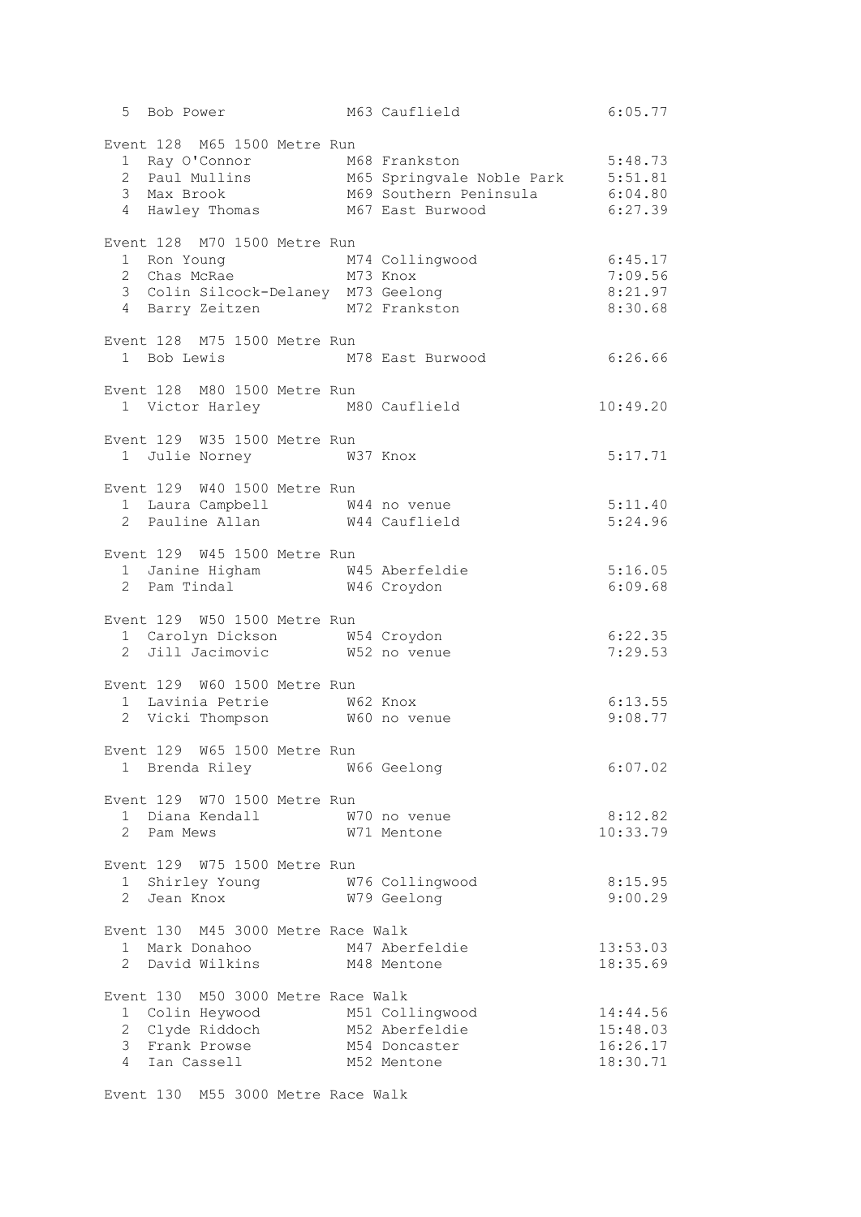| Place | Name | Age | Club | Time |
|---|---|---|---|---|
| 5 | Bob Power | M63 | Cauflield | 6:05.77 |

Event 128 M65 1500 Metre Run

| Place | Name | Age | Club | Time |
|---|---|---|---|---|
| 1 | Ray O'Connor | M68 | Frankston | 5:48.73 |
| 2 | Paul Mullins | M65 | Springvale Noble Park | 5:51.81 |
| 3 | Max Brook | M69 | Southern Peninsula | 6:04.80 |
| 4 | Hawley Thomas | M67 | East Burwood | 6:27.39 |

Event 128 M70 1500 Metre Run

| Place | Name | Age | Club | Time |
|---|---|---|---|---|
| 1 | Ron Young | M74 | Collingwood | 6:45.17 |
| 2 | Chas McRae | M73 | Knox | 7:09.56 |
| 3 | Colin Silcock-Delaney | M73 | Geelong | 8:21.97 |
| 4 | Barry Zeitzen | M72 | Frankston | 8:30.68 |

Event 128 M75 1500 Metre Run

| Place | Name | Age | Club | Time |
|---|---|---|---|---|
| 1 | Bob Lewis | M78 | East Burwood | 6:26.66 |

Event 128 M80 1500 Metre Run

| Place | Name | Age | Club | Time |
|---|---|---|---|---|
| 1 | Victor Harley | M80 | Cauflield | 10:49.20 |

Event 129 W35 1500 Metre Run

| Place | Name | Age | Club | Time |
|---|---|---|---|---|
| 1 | Julie Norney | W37 | Knox | 5:17.71 |

Event 129 W40 1500 Metre Run

| Place | Name | Age | Club | Time |
|---|---|---|---|---|
| 1 | Laura Campbell | W44 | no venue | 5:11.40 |
| 2 | Pauline Allan | W44 | Cauflield | 5:24.96 |

Event 129 W45 1500 Metre Run

| Place | Name | Age | Club | Time |
|---|---|---|---|---|
| 1 | Janine Higham | W45 | Aberfeldie | 5:16.05 |
| 2 | Pam Tindal | W46 | Croydon | 6:09.68 |

Event 129 W50 1500 Metre Run

| Place | Name | Age | Club | Time |
|---|---|---|---|---|
| 1 | Carolyn Dickson | W54 | Croydon | 6:22.35 |
| 2 | Jill Jacimovic | W52 | no venue | 7:29.53 |

Event 129 W60 1500 Metre Run

| Place | Name | Age | Club | Time |
|---|---|---|---|---|
| 1 | Lavinia Petrie | W62 | Knox | 6:13.55 |
| 2 | Vicki Thompson | W60 | no venue | 9:08.77 |

Event 129 W65 1500 Metre Run

| Place | Name | Age | Club | Time |
|---|---|---|---|---|
| 1 | Brenda Riley | W66 | Geelong | 6:07.02 |

Event 129 W70 1500 Metre Run

| Place | Name | Age | Club | Time |
|---|---|---|---|---|
| 1 | Diana Kendall | W70 | no venue | 8:12.82 |
| 2 | Pam Mews | W71 | Mentone | 10:33.79 |

Event 129 W75 1500 Metre Run

| Place | Name | Age | Club | Time |
|---|---|---|---|---|
| 1 | Shirley Young | W76 | Collingwood | 8:15.95 |
| 2 | Jean Knox | W79 | Geelong | 9:00.29 |

Event 130 M45 3000 Metre Race Walk

| Place | Name | Age | Club | Time |
|---|---|---|---|---|
| 1 | Mark Donahoo | M47 | Aberfeldie | 13:53.03 |
| 2 | David Wilkins | M48 | Mentone | 18:35.69 |

Event 130 M50 3000 Metre Race Walk

| Place | Name | Age | Club | Time |
|---|---|---|---|---|
| 1 | Colin Heywood | M51 | Collingwood | 14:44.56 |
| 2 | Clyde Riddoch | M52 | Aberfeldie | 15:48.03 |
| 3 | Frank Prowse | M54 | Doncaster | 16:26.17 |
| 4 | Ian Cassell | M52 | Mentone | 18:30.71 |

Event 130 M55 3000 Metre Race Walk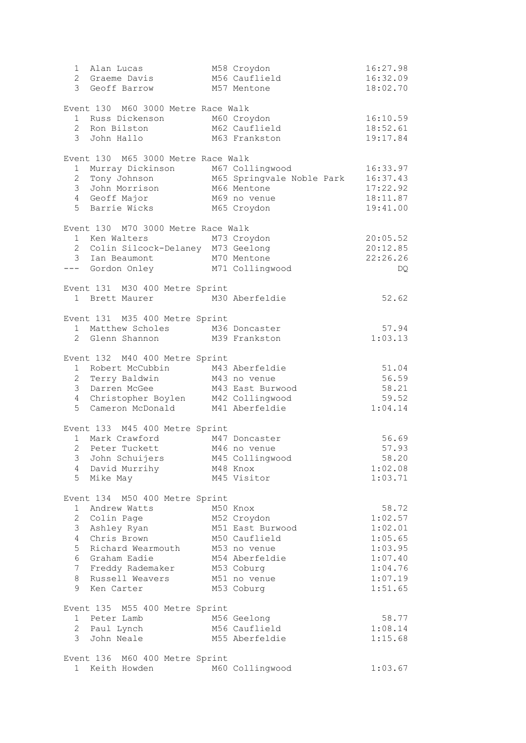| Place | Name | Age/Club | Time |
|---|---|---|---|
| 1 | Alan Lucas | M58 Croydon | 16:27.98 |
| 2 | Graeme Davis | M56 Cauflield | 16:32.09 |
| 3 | Geoff Barrow | M57 Mentone | 18:02.70 |

Event 130 M60 3000 Metre Race Walk

| Place | Name | Age/Club | Time |
|---|---|---|---|
| 1 | Russ Dickenson | M60 Croydon | 16:10.59 |
| 2 | Ron Bilston | M62 Cauflield | 18:52.61 |
| 3 | John Hallo | M63 Frankston | 19:17.84 |

Event 130 M65 3000 Metre Race Walk

| Place | Name | Age/Club | Time |
|---|---|---|---|
| 1 | Murray Dickinson | M67 Collingwood | 16:33.97 |
| 2 | Tony Johnson | M65 Springvale Noble Park | 16:37.43 |
| 3 | John Morrison | M66 Mentone | 17:22.92 |
| 4 | Geoff Major | M69 no venue | 18:11.87 |
| 5 | Barrie Wicks | M65 Croydon | 19:41.00 |

Event 130 M70 3000 Metre Race Walk

| Place | Name | Age/Club | Time |
|---|---|---|---|
| 1 | Ken Walters | M73 Croydon | 20:05.52 |
| 2 | Colin Silcock-Delaney | M73 Geelong | 20:12.85 |
| 3 | Ian Beaumont | M70 Mentone | 22:26.26 |
| --- | Gordon Onley | M71 Collingwood | DQ |

Event 131 M30 400 Metre Sprint

| Place | Name | Age/Club | Time |
|---|---|---|---|
| 1 | Brett Maurer | M30 Aberfeldie | 52.62 |

Event 131 M35 400 Metre Sprint

| Place | Name | Age/Club | Time |
|---|---|---|---|
| 1 | Matthew Scholes | M36 Doncaster | 57.94 |
| 2 | Glenn Shannon | M39 Frankston | 1:03.13 |

Event 132 M40 400 Metre Sprint

| Place | Name | Age/Club | Time |
|---|---|---|---|
| 1 | Robert McCubbin | M43 Aberfeldie | 51.04 |
| 2 | Terry Baldwin | M43 no venue | 56.59 |
| 3 | Darren McGee | M43 East Burwood | 58.21 |
| 4 | Christopher Boylen | M42 Collingwood | 59.52 |
| 5 | Cameron McDonald | M41 Aberfeldie | 1:04.14 |

Event 133 M45 400 Metre Sprint

| Place | Name | Age/Club | Time |
|---|---|---|---|
| 1 | Mark Crawford | M47 Doncaster | 56.69 |
| 2 | Peter Tuckett | M46 no venue | 57.93 |
| 3 | John Schuijers | M45 Collingwood | 58.20 |
| 4 | David Murrihy | M48 Knox | 1:02.08 |
| 5 | Mike May | M45 Visitor | 1:03.71 |

Event 134 M50 400 Metre Sprint

| Place | Name | Age/Club | Time |
|---|---|---|---|
| 1 | Andrew Watts | M50 Knox | 58.72 |
| 2 | Colin Page | M52 Croydon | 1:02.57 |
| 3 | Ashley Ryan | M51 East Burwood | 1:02.01 |
| 4 | Chris Brown | M50 Cauflield | 1:05.65 |
| 5 | Richard Wearmouth | M53 no venue | 1:03.95 |
| 6 | Graham Eadie | M54 Aberfeldie | 1:07.40 |
| 7 | Freddy Rademaker | M53 Coburg | 1:04.76 |
| 8 | Russell Weavers | M51 no venue | 1:07.19 |
| 9 | Ken Carter | M53 Coburg | 1:51.65 |

Event 135 M55 400 Metre Sprint

| Place | Name | Age/Club | Time |
|---|---|---|---|
| 1 | Peter Lamb | M56 Geelong | 58.77 |
| 2 | Paul Lynch | M56 Cauflield | 1:08.14 |
| 3 | John Neale | M55 Aberfeldie | 1:15.68 |

Event 136 M60 400 Metre Sprint

| Place | Name | Age/Club | Time |
|---|---|---|---|
| 1 | Keith Howden | M60 Collingwood | 1:03.67 |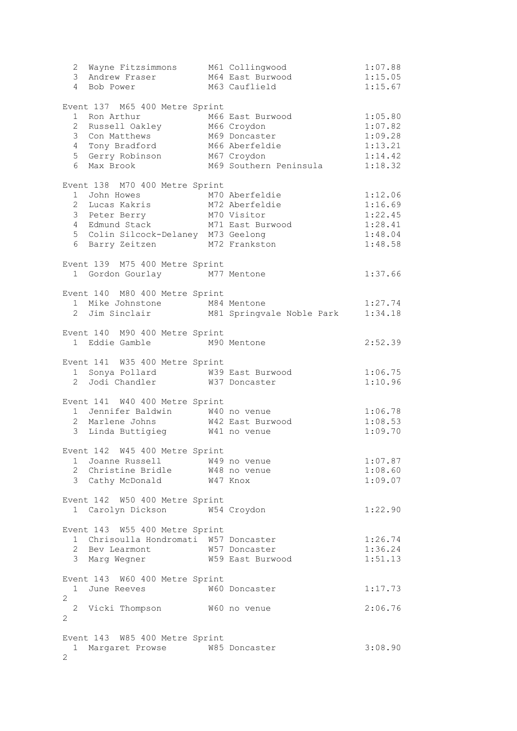| | | | |
|---|---|---|---|
| 2 | Wayne Fitzsimmons | M61 Collingwood | 1:07.88 |
| 3 | Andrew Fraser | M64 East Burwood | 1:15.05 |
| 4 | Bob Power | M63 Cauflield | 1:15.67 |

Event 137 M65 400 Metre Sprint

| | | | |
|---|---|---|---|
| 1 | Ron Arthur | M66 East Burwood | 1:05.80 |
| 2 | Russell Oakley | M66 Croydon | 1:07.82 |
| 3 | Con Matthews | M69 Doncaster | 1:09.28 |
| 4 | Tony Bradford | M66 Aberfeldie | 1:13.21 |
| 5 | Gerry Robinson | M67 Croydon | 1:14.42 |
| 6 | Max Brook | M69 Southern Peninsula | 1:18.32 |

Event 138 M70 400 Metre Sprint

| | | | |
|---|---|---|---|
| 1 | John Howes | M70 Aberfeldie | 1:12.06 |
| 2 | Lucas Kakris | M72 Aberfeldie | 1:16.69 |
| 3 | Peter Berry | M70 Visitor | 1:22.45 |
| 4 | Edmund Stack | M71 East Burwood | 1:28.41 |
| 5 | Colin Silcock-Delaney | M73 Geelong | 1:48.04 |
| 6 | Barry Zeitzen | M72 Frankston | 1:48.58 |

Event 139 M75 400 Metre Sprint

| | | | |
|---|---|---|---|
| 1 | Gordon Gourlay | M77 Mentone | 1:37.66 |

Event 140 M80 400 Metre Sprint

| | | | |
|---|---|---|---|
| 1 | Mike Johnstone | M84 Mentone | 1:27.74 |
| 2 | Jim Sinclair | M81 Springvale Noble Park | 1:34.18 |

Event 140 M90 400 Metre Sprint

| | | | |
|---|---|---|---|
| 1 | Eddie Gamble | M90 Mentone | 2:52.39 |

Event 141 W35 400 Metre Sprint

| | | | |
|---|---|---|---|
| 1 | Sonya Pollard | W39 East Burwood | 1:06.75 |
| 2 | Jodi Chandler | W37 Doncaster | 1:10.96 |

Event 141 W40 400 Metre Sprint

| | | | |
|---|---|---|---|
| 1 | Jennifer Baldwin | W40 no venue | 1:06.78 |
| 2 | Marlene Johns | W42 East Burwood | 1:08.53 |
| 3 | Linda Buttigieg | W41 no venue | 1:09.70 |

Event 142 W45 400 Metre Sprint

| | | | |
|---|---|---|---|
| 1 | Joanne Russell | W49 no venue | 1:07.87 |
| 2 | Christine Bridle | W48 no venue | 1:08.60 |
| 3 | Cathy McDonald | W47 Knox | 1:09.07 |

Event 142 W50 400 Metre Sprint

| | | | |
|---|---|---|---|
| 1 | Carolyn Dickson | W54 Croydon | 1:22.90 |

Event 143 W55 400 Metre Sprint

| | | | |
|---|---|---|---|
| 1 | Chrisoulla Hondromati | W57 Doncaster | 1:26.74 |
| 2 | Bev Learmont | W57 Doncaster | 1:36.24 |
| 3 | Marg Wegner | W59 East Burwood | 1:51.13 |

Event 143 W60 400 Metre Sprint

| | | | |
|---|---|---|---|
| 1 | June Reeves | W60 Doncaster | 1:17.73 |
| 2 | | | |
| 2 | Vicki Thompson | W60 no venue | 2:06.76 |
| 2 | | | |

Event 143 W85 400 Metre Sprint

| | | | |
|---|---|---|---|
| 1 | Margaret Prowse | W85 Doncaster | 3:08.90 |
| 2 | | | |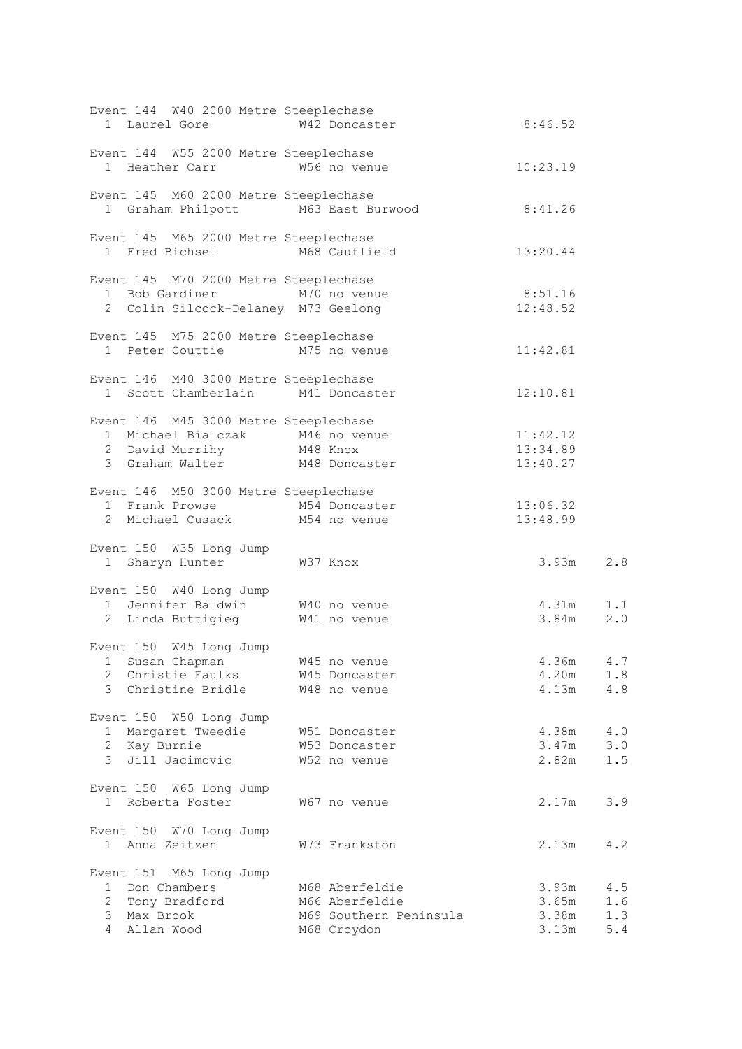```
Event 144  W40 2000 Metre Steeplechase
  1  Laurel Gore             W42 Doncaster                      8:46.52

Event 144  W55 2000 Metre Steeplechase
  1  Heather Carr            W56 no venue                      10:23.19

Event 145  M60 2000 Metre Steeplechase
  1  Graham Philpott         M63 East Burwood                   8:41.26

Event 145  M65 2000 Metre Steeplechase
  1  Fred Bichsel            M68 Cauflield                     13:20.44

Event 145  M70 2000 Metre Steeplechase
  1  Bob Gardiner            M70 no venue                       8:51.16
  2  Colin Silcock-Delaney  M73 Geelong                       12:48.52

Event 145  M75 2000 Metre Steeplechase
  1  Peter Couttie           M75 no venue                      11:42.81

Event 146  M40 3000 Metre Steeplechase
  1  Scott Chamberlain       M41 Doncaster                     12:10.81

Event 146  M45 3000 Metre Steeplechase
  1  Michael Bialczak        M46 no venue                      11:42.12
  2  David Murrihy           M48 Knox                          13:34.89
  3  Graham Walter           M48 Doncaster                     13:40.27

Event 146  M50 3000 Metre Steeplechase
  1  Frank Prowse            M54 Doncaster                     13:06.32
  2  Michael Cusack          M54 no venue                      13:48.99

Event 150  W35 Long Jump
  1  Sharyn Hunter           W37 Knox                             3.93m    2.8

Event 150  W40 Long Jump
  1  Jennifer Baldwin        W40 no venue                         4.31m    1.1
  2  Linda Buttigieg         W41 no venue                         3.84m    2.0

Event 150  W45 Long Jump
  1  Susan Chapman           W45 no venue                         4.36m    4.7
  2  Christie Faulks         W45 Doncaster                        4.20m    1.8
  3  Christine Bridle        W48 no venue                         4.13m    4.8

Event 150  W50 Long Jump
  1  Margaret Tweedie        W51 Doncaster                        4.38m    4.0
  2  Kay Burnie              W53 Doncaster                        3.47m    3.0
  3  Jill Jacimovic          W52 no venue                         2.82m    1.5

Event 150  W65 Long Jump
  1  Roberta Foster          W67 no venue                         2.17m    3.9

Event 150  W70 Long Jump
  1  Anna Zeitzen            W73 Frankston                        2.13m    4.2

Event 151  M65 Long Jump
  1  Don Chambers            M68 Aberfeldie                       3.93m    4.5
  2  Tony Bradford           M66 Aberfeldie                       3.65m    1.6
  3  Max Brook               M69 Southern Peninsula               3.38m    1.3
  4  Allan Wood              M68 Croydon                          3.13m    5.4
```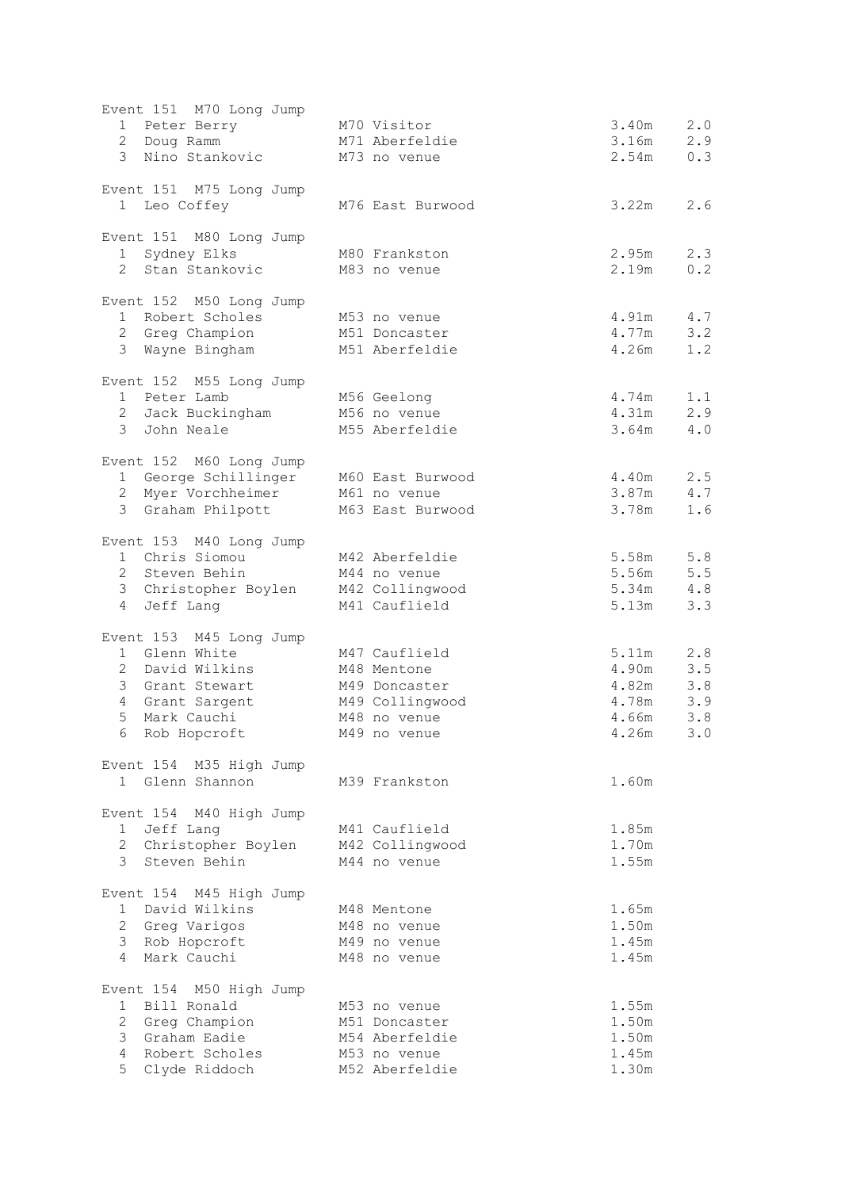Event 151 M70 Long Jump

| Place | Name | Age/Club | Result | Wind |
|---|---|---|---|---|
| 1 | Peter Berry | M70 Visitor | 3.40m | 2.0 |
| 2 | Doug Ramm | M71 Aberfeldie | 3.16m | 2.9 |
| 3 | Nino Stankovic | M73 no venue | 2.54m | 0.3 |

Event 151 M75 Long Jump

| Place | Name | Age/Club | Result | Wind |
|---|---|---|---|---|
| 1 | Leo Coffey | M76 East Burwood | 3.22m | 2.6 |

Event 151 M80 Long Jump

| Place | Name | Age/Club | Result | Wind |
|---|---|---|---|---|
| 1 | Sydney Elks | M80 Frankston | 2.95m | 2.3 |
| 2 | Stan Stankovic | M83 no venue | 2.19m | 0.2 |

Event 152 M50 Long Jump

| Place | Name | Age/Club | Result | Wind |
|---|---|---|---|---|
| 1 | Robert Scholes | M53 no venue | 4.91m | 4.7 |
| 2 | Greg Champion | M51 Doncaster | 4.77m | 3.2 |
| 3 | Wayne Bingham | M51 Aberfeldie | 4.26m | 1.2 |

Event 152 M55 Long Jump

| Place | Name | Age/Club | Result | Wind |
|---|---|---|---|---|
| 1 | Peter Lamb | M56 Geelong | 4.74m | 1.1 |
| 2 | Jack Buckingham | M56 no venue | 4.31m | 2.9 |
| 3 | John Neale | M55 Aberfeldie | 3.64m | 4.0 |

Event 152 M60 Long Jump

| Place | Name | Age/Club | Result | Wind |
|---|---|---|---|---|
| 1 | George Schillinger | M60 East Burwood | 4.40m | 2.5 |
| 2 | Myer Vorchheimer | M61 no venue | 3.87m | 4.7 |
| 3 | Graham Philpott | M63 East Burwood | 3.78m | 1.6 |

Event 153 M40 Long Jump

| Place | Name | Age/Club | Result | Wind |
|---|---|---|---|---|
| 1 | Chris Siomou | M42 Aberfeldie | 5.58m | 5.8 |
| 2 | Steven Behin | M44 no venue | 5.56m | 5.5 |
| 3 | Christopher Boylen | M42 Collingwood | 5.34m | 4.8 |
| 4 | Jeff Lang | M41 Cauflield | 5.13m | 3.3 |

Event 153 M45 Long Jump

| Place | Name | Age/Club | Result | Wind |
|---|---|---|---|---|
| 1 | Glenn White | M47 Cauflield | 5.11m | 2.8 |
| 2 | David Wilkins | M48 Mentone | 4.90m | 3.5 |
| 3 | Grant Stewart | M49 Doncaster | 4.82m | 3.8 |
| 4 | Grant Sargent | M49 Collingwood | 4.78m | 3.9 |
| 5 | Mark Cauchi | M48 no venue | 4.66m | 3.8 |
| 6 | Rob Hopcroft | M49 no venue | 4.26m | 3.0 |

Event 154 M35 High Jump

| Place | Name | Age/Club | Result |
|---|---|---|---|
| 1 | Glenn Shannon | M39 Frankston | 1.60m |

Event 154 M40 High Jump

| Place | Name | Age/Club | Result |
|---|---|---|---|
| 1 | Jeff Lang | M41 Cauflield | 1.85m |
| 2 | Christopher Boylen | M42 Collingwood | 1.70m |
| 3 | Steven Behin | M44 no venue | 1.55m |

Event 154 M45 High Jump

| Place | Name | Age/Club | Result |
|---|---|---|---|
| 1 | David Wilkins | M48 Mentone | 1.65m |
| 2 | Greg Varigos | M48 no venue | 1.50m |
| 3 | Rob Hopcroft | M49 no venue | 1.45m |
| 4 | Mark Cauchi | M48 no venue | 1.45m |

Event 154 M50 High Jump

| Place | Name | Age/Club | Result |
|---|---|---|---|
| 1 | Bill Ronald | M53 no venue | 1.55m |
| 2 | Greg Champion | M51 Doncaster | 1.50m |
| 3 | Graham Eadie | M54 Aberfeldie | 1.50m |
| 4 | Robert Scholes | M53 no venue | 1.45m |
| 5 | Clyde Riddoch | M52 Aberfeldie | 1.30m |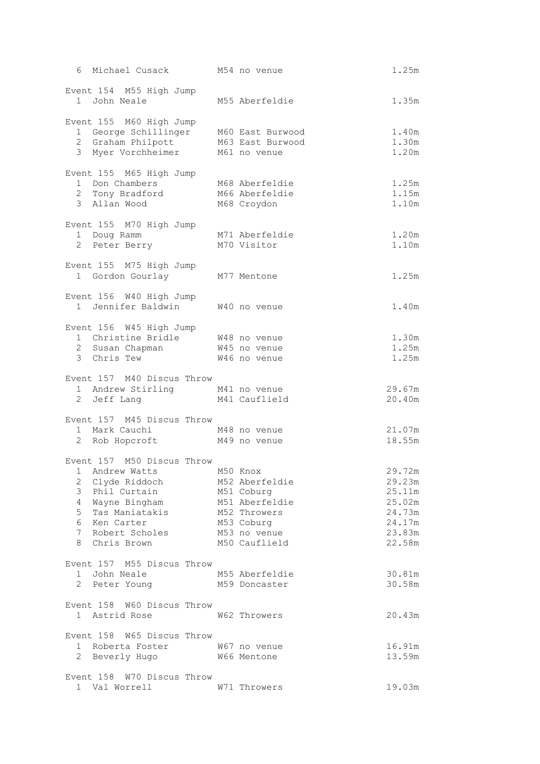| | | | |
|---|---|---|---|
| 6 | Michael Cusack | M54 no venue | 1.25m |

Event 154 M55 High Jump

| | | | |
|---|---|---|---|
| 1 | John Neale | M55 Aberfeldie | 1.35m |

Event 155 M60 High Jump

| | | | |
|---|---|---|---|
| 1 | George Schillinger | M60 East Burwood | 1.40m |
| 2 | Graham Philpott | M63 East Burwood | 1.30m |
| 3 | Myer Vorchheimer | M61 no venue | 1.20m |

Event 155 M65 High Jump

| | | | |
|---|---|---|---|
| 1 | Don Chambers | M68 Aberfeldie | 1.25m |
| 2 | Tony Bradford | M66 Aberfeldie | 1.15m |
| 3 | Allan Wood | M68 Croydon | 1.10m |

Event 155 M70 High Jump

| | | | |
|---|---|---|---|
| 1 | Doug Ramm | M71 Aberfeldie | 1.20m |
| 2 | Peter Berry | M70 Visitor | 1.10m |

Event 155 M75 High Jump

| | | | |
|---|---|---|---|
| 1 | Gordon Gourlay | M77 Mentone | 1.25m |

Event 156 W40 High Jump

| | | | |
|---|---|---|---|
| 1 | Jennifer Baldwin | W40 no venue | 1.40m |

Event 156 W45 High Jump

| | | | |
|---|---|---|---|
| 1 | Christine Bridle | W48 no venue | 1.30m |
| 2 | Susan Chapman | W45 no venue | 1.25m |
| 3 | Chris Tew | W46 no venue | 1.25m |

Event 157 M40 Discus Throw

| | | | |
|---|---|---|---|
| 1 | Andrew Stirling | M41 no venue | 29.67m |
| 2 | Jeff Lang | M41 Cauflield | 20.40m |

Event 157 M45 Discus Throw

| | | | |
|---|---|---|---|
| 1 | Mark Cauchi | M48 no venue | 21.07m |
| 2 | Rob Hopcroft | M49 no venue | 18.55m |

Event 157 M50 Discus Throw

| | | | |
|---|---|---|---|
| 1 | Andrew Watts | M50 Knox | 29.72m |
| 2 | Clyde Riddoch | M52 Aberfeldie | 29.23m |
| 3 | Phil Curtain | M51 Coburg | 25.11m |
| 4 | Wayne Bingham | M51 Aberfeldie | 25.02m |
| 5 | Tas Maniatakis | M52 Throwers | 24.73m |
| 6 | Ken Carter | M53 Coburg | 24.17m |
| 7 | Robert Scholes | M53 no venue | 23.83m |
| 8 | Chris Brown | M50 Cauflield | 22.58m |

Event 157 M55 Discus Throw

| | | | |
|---|---|---|---|
| 1 | John Neale | M55 Aberfeldie | 30.81m |
| 2 | Peter Young | M59 Doncaster | 30.58m |

Event 158 W60 Discus Throw

| | | | |
|---|---|---|---|
| 1 | Astrid Rose | W62 Throwers | 20.43m |

Event 158 W65 Discus Throw

| | | | |
|---|---|---|---|
| 1 | Roberta Foster | W67 no venue | 16.91m |
| 2 | Beverly Hugo | W66 Mentone | 13.59m |

Event 158 W70 Discus Throw

| | | | |
|---|---|---|---|
| 1 | Val Worrell | W71 Throwers | 19.03m |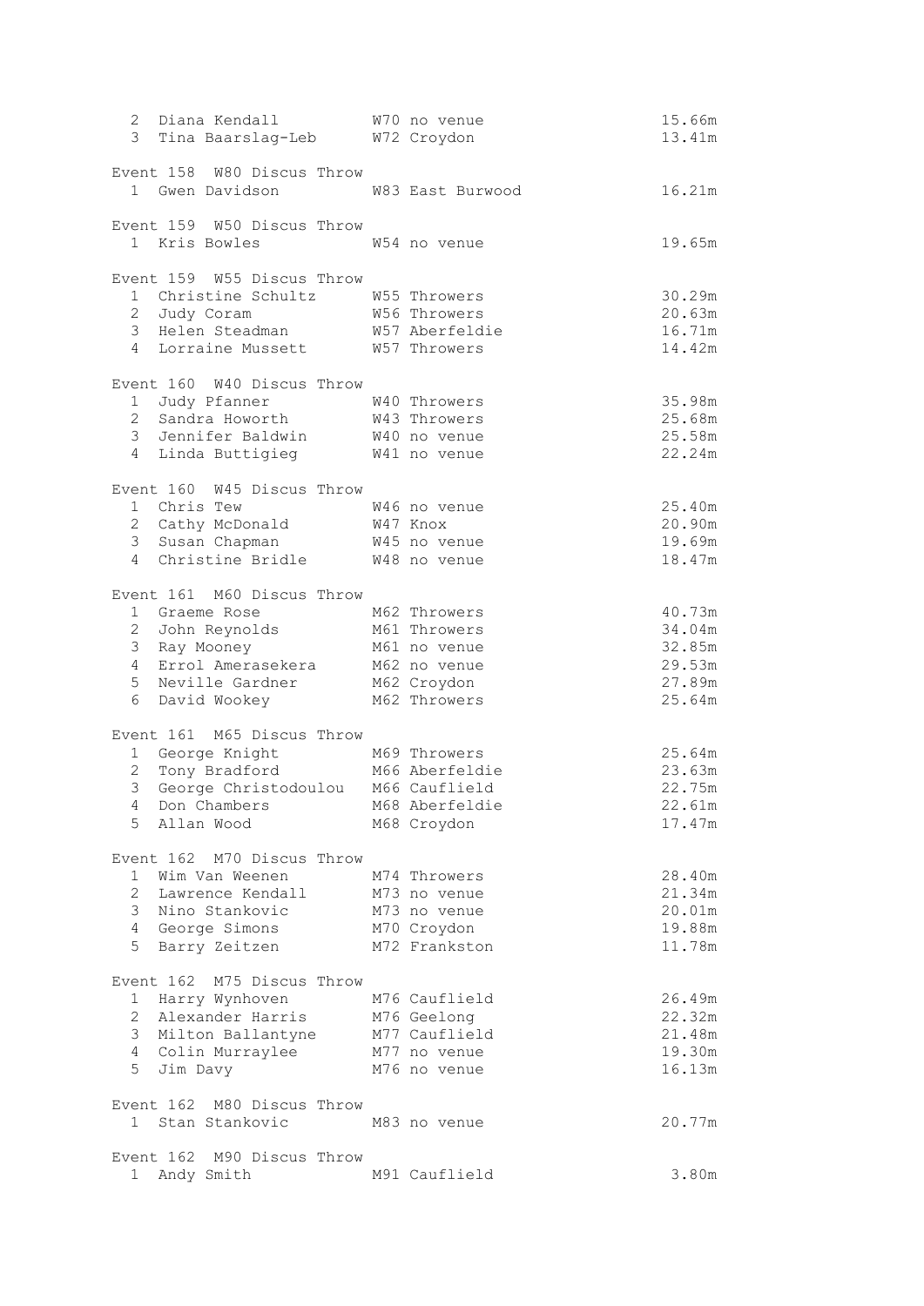| Place | Name | Age/Club | Mark |
|---|---|---|---|
| 2 | Diana Kendall | W70 no venue | 15.66m |
| 3 | Tina Baarslag-Leb | W72 Croydon | 13.41m |

Event 158 W80 Discus Throw

| Place | Name | Age/Club | Mark |
|---|---|---|---|
| 1 | Gwen Davidson | W83 East Burwood | 16.21m |

Event 159 W50 Discus Throw

| Place | Name | Age/Club | Mark |
|---|---|---|---|
| 1 | Kris Bowles | W54 no venue | 19.65m |

Event 159 W55 Discus Throw

| Place | Name | Age/Club | Mark |
|---|---|---|---|
| 1 | Christine Schultz | W55 Throwers | 30.29m |
| 2 | Judy Coram | W56 Throwers | 20.63m |
| 3 | Helen Steadman | W57 Aberfeldie | 16.71m |
| 4 | Lorraine Mussett | W57 Throwers | 14.42m |

Event 160 W40 Discus Throw

| Place | Name | Age/Club | Mark |
|---|---|---|---|
| 1 | Judy Pfanner | W40 Throwers | 35.98m |
| 2 | Sandra Howorth | W43 Throwers | 25.68m |
| 3 | Jennifer Baldwin | W40 no venue | 25.58m |
| 4 | Linda Buttigieg | W41 no venue | 22.24m |

Event 160 W45 Discus Throw

| Place | Name | Age/Club | Mark |
|---|---|---|---|
| 1 | Chris Tew | W46 no venue | 25.40m |
| 2 | Cathy McDonald | W47 Knox | 20.90m |
| 3 | Susan Chapman | W45 no venue | 19.69m |
| 4 | Christine Bridle | W48 no venue | 18.47m |

Event 161 M60 Discus Throw

| Place | Name | Age/Club | Mark |
|---|---|---|---|
| 1 | Graeme Rose | M62 Throwers | 40.73m |
| 2 | John Reynolds | M61 Throwers | 34.04m |
| 3 | Ray Mooney | M61 no venue | 32.85m |
| 4 | Errol Amerasekera | M62 no venue | 29.53m |
| 5 | Neville Gardner | M62 Croydon | 27.89m |
| 6 | David Wookey | M62 Throwers | 25.64m |

Event 161 M65 Discus Throw

| Place | Name | Age/Club | Mark |
|---|---|---|---|
| 1 | George Knight | M69 Throwers | 25.64m |
| 2 | Tony Bradford | M66 Aberfeldie | 23.63m |
| 3 | George Christodoulou | M66 Cauflield | 22.75m |
| 4 | Don Chambers | M68 Aberfeldie | 22.61m |
| 5 | Allan Wood | M68 Croydon | 17.47m |

Event 162 M70 Discus Throw

| Place | Name | Age/Club | Mark |
|---|---|---|---|
| 1 | Wim Van Weenen | M74 Throwers | 28.40m |
| 2 | Lawrence Kendall | M73 no venue | 21.34m |
| 3 | Nino Stankovic | M73 no venue | 20.01m |
| 4 | George Simons | M70 Croydon | 19.88m |
| 5 | Barry Zeitzen | M72 Frankston | 11.78m |

Event 162 M75 Discus Throw

| Place | Name | Age/Club | Mark |
|---|---|---|---|
| 1 | Harry Wynhoven | M76 Cauflield | 26.49m |
| 2 | Alexander Harris | M76 Geelong | 22.32m |
| 3 | Milton Ballantyne | M77 Cauflield | 21.48m |
| 4 | Colin Murraylee | M77 no venue | 19.30m |
| 5 | Jim Davy | M76 no venue | 16.13m |

Event 162 M80 Discus Throw

| Place | Name | Age/Club | Mark |
|---|---|---|---|
| 1 | Stan Stankovic | M83 no venue | 20.77m |

Event 162 M90 Discus Throw

| Place | Name | Age/Club | Mark |
|---|---|---|---|
| 1 | Andy Smith | M91 Cauflield | 3.80m |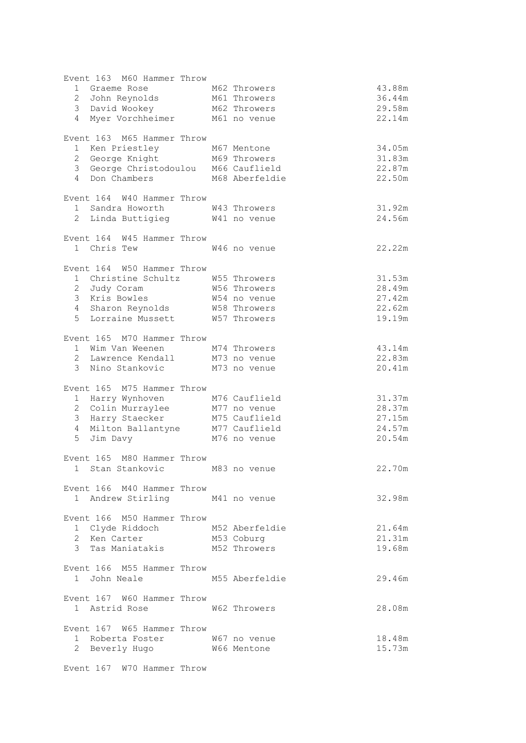Event 163  M60 Hammer Throw

| Place | Name | Age/Club | Result |
|---|---|---|---|
| 1 | Graeme Rose | M62 Throwers | 43.88m |
| 2 | John Reynolds | M61 Throwers | 36.44m |
| 3 | David Wookey | M62 Throwers | 29.58m |
| 4 | Myer Vorchheimer | M61 no venue | 22.14m |

Event 163  M65 Hammer Throw

| Place | Name | Age/Club | Result |
|---|---|---|---|
| 1 | Ken Priestley | M67 Mentone | 34.05m |
| 2 | George Knight | M69 Throwers | 31.83m |
| 3 | George Christodoulou | M66 Cauflield | 22.87m |
| 4 | Don Chambers | M68 Aberfeldie | 22.50m |

Event 164  W40 Hammer Throw

| Place | Name | Age/Club | Result |
|---|---|---|---|
| 1 | Sandra Howorth | W43 Throwers | 31.92m |
| 2 | Linda Buttigieg | W41 no venue | 24.56m |

Event 164  W45 Hammer Throw

| Place | Name | Age/Club | Result |
|---|---|---|---|
| 1 | Chris Tew | W46 no venue | 22.22m |

Event 164  W50 Hammer Throw

| Place | Name | Age/Club | Result |
|---|---|---|---|
| 1 | Christine Schultz | W55 Throwers | 31.53m |
| 2 | Judy Coram | W56 Throwers | 28.49m |
| 3 | Kris Bowles | W54 no venue | 27.42m |
| 4 | Sharon Reynolds | W58 Throwers | 22.62m |
| 5 | Lorraine Mussett | W57 Throwers | 19.19m |

Event 165  M70 Hammer Throw

| Place | Name | Age/Club | Result |
|---|---|---|---|
| 1 | Wim Van Weenen | M74 Throwers | 43.14m |
| 2 | Lawrence Kendall | M73 no venue | 22.83m |
| 3 | Nino Stankovic | M73 no venue | 20.41m |

Event 165  M75 Hammer Throw

| Place | Name | Age/Club | Result |
|---|---|---|---|
| 1 | Harry Wynhoven | M76 Cauflield | 31.37m |
| 2 | Colin Murraylee | M77 no venue | 28.37m |
| 3 | Harry Staecker | M75 Cauflield | 27.15m |
| 4 | Milton Ballantyne | M77 Cauflield | 24.57m |
| 5 | Jim Davy | M76 no venue | 20.54m |

Event 165  M80 Hammer Throw

| Place | Name | Age/Club | Result |
|---|---|---|---|
| 1 | Stan Stankovic | M83 no venue | 22.70m |

Event 166  M40 Hammer Throw

| Place | Name | Age/Club | Result |
|---|---|---|---|
| 1 | Andrew Stirling | M41 no venue | 32.98m |

Event 166  M50 Hammer Throw

| Place | Name | Age/Club | Result |
|---|---|---|---|
| 1 | Clyde Riddoch | M52 Aberfeldie | 21.64m |
| 2 | Ken Carter | M53 Coburg | 21.31m |
| 3 | Tas Maniatakis | M52 Throwers | 19.68m |

Event 166  M55 Hammer Throw

| Place | Name | Age/Club | Result |
|---|---|---|---|
| 1 | John Neale | M55 Aberfeldie | 29.46m |

Event 167  W60 Hammer Throw

| Place | Name | Age/Club | Result |
|---|---|---|---|
| 1 | Astrid Rose | W62 Throwers | 28.08m |

Event 167  W65 Hammer Throw

| Place | Name | Age/Club | Result |
|---|---|---|---|
| 1 | Roberta Foster | W67 no venue | 18.48m |
| 2 | Beverly Hugo | W66 Mentone | 15.73m |

Event 167  W70 Hammer Throw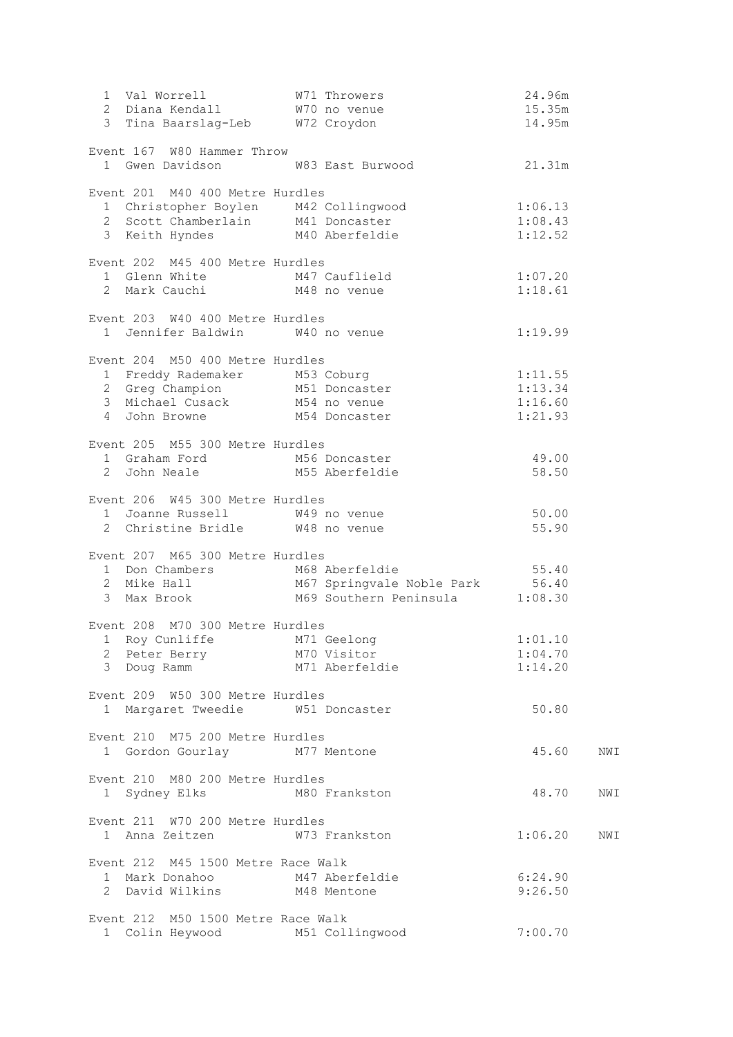| Place | Name | Age/Club | Result | |
|---|---|---|---|---|
| 1 | Val Worrell | W71 Throwers | 24.96m | |
| 2 | Diana Kendall | W70 no venue | 15.35m | |
| 3 | Tina Baarslag-Leb | W72 Croydon | 14.95m | |

**Event 167 W80 Hammer Throw**

| Place | Name | Age/Club | Result | |
|---|---|---|---|---|
| 1 | Gwen Davidson | W83 East Burwood | 21.31m | |

**Event 201 M40 400 Metre Hurdles**

| Place | Name | Age/Club | Result | |
|---|---|---|---|---|
| 1 | Christopher Boylen | M42 Collingwood | 1:06.13 | |
| 2 | Scott Chamberlain | M41 Doncaster | 1:08.43 | |
| 3 | Keith Hyndes | M40 Aberfeldie | 1:12.52 | |

**Event 202 M45 400 Metre Hurdles**

| Place | Name | Age/Club | Result | |
|---|---|---|---|---|
| 1 | Glenn White | M47 Cauflield | 1:07.20 | |
| 2 | Mark Cauchi | M48 no venue | 1:18.61 | |

**Event 203 W40 400 Metre Hurdles**

| Place | Name | Age/Club | Result | |
|---|---|---|---|---|
| 1 | Jennifer Baldwin | W40 no venue | 1:19.99 | |

**Event 204 M50 400 Metre Hurdles**

| Place | Name | Age/Club | Result | |
|---|---|---|---|---|
| 1 | Freddy Rademaker | M53 Coburg | 1:11.55 | |
| 2 | Greg Champion | M51 Doncaster | 1:13.34 | |
| 3 | Michael Cusack | M54 no venue | 1:16.60 | |
| 4 | John Browne | M54 Doncaster | 1:21.93 | |

**Event 205 M55 300 Metre Hurdles**

| Place | Name | Age/Club | Result | |
|---|---|---|---|---|
| 1 | Graham Ford | M56 Doncaster | 49.00 | |
| 2 | John Neale | M55 Aberfeldie | 58.50 | |

**Event 206 W45 300 Metre Hurdles**

| Place | Name | Age/Club | Result | |
|---|---|---|---|---|
| 1 | Joanne Russell | W49 no venue | 50.00 | |
| 2 | Christine Bridle | W48 no venue | 55.90 | |

**Event 207 M65 300 Metre Hurdles**

| Place | Name | Age/Club | Result | |
|---|---|---|---|---|
| 1 | Don Chambers | M68 Aberfeldie | 55.40 | |
| 2 | Mike Hall | M67 Springvale Noble Park | 56.40 | |
| 3 | Max Brook | M69 Southern Peninsula | 1:08.30 | |

**Event 208 M70 300 Metre Hurdles**

| Place | Name | Age/Club | Result | |
|---|---|---|---|---|
| 1 | Roy Cunliffe | M71 Geelong | 1:01.10 | |
| 2 | Peter Berry | M70 Visitor | 1:04.70 | |
| 3 | Doug Ramm | M71 Aberfeldie | 1:14.20 | |

**Event 209 W50 300 Metre Hurdles**

| Place | Name | Age/Club | Result | |
|---|---|---|---|---|
| 1 | Margaret Tweedie | W51 Doncaster | 50.80 | |

**Event 210 M75 200 Metre Hurdles**

| Place | Name | Age/Club | Result | |
|---|---|---|---|---|
| 1 | Gordon Gourlay | M77 Mentone | 45.60 | NWI |

**Event 210 M80 200 Metre Hurdles**

| Place | Name | Age/Club | Result | |
|---|---|---|---|---|
| 1 | Sydney Elks | M80 Frankston | 48.70 | NWI |

**Event 211 W70 200 Metre Hurdles**

| Place | Name | Age/Club | Result | |
|---|---|---|---|---|
| 1 | Anna Zeitzen | W73 Frankston | 1:06.20 | NWI |

**Event 212 M45 1500 Metre Race Walk**

| Place | Name | Age/Club | Result | |
|---|---|---|---|---|
| 1 | Mark Donahoo | M47 Aberfeldie | 6:24.90 | |
| 2 | David Wilkins | M48 Mentone | 9:26.50 | |

**Event 212 M50 1500 Metre Race Walk**

| Place | Name | Age/Club | Result | |
|---|---|---|---|---|
| 1 | Colin Heywood | M51 Collingwood | 7:00.70 | |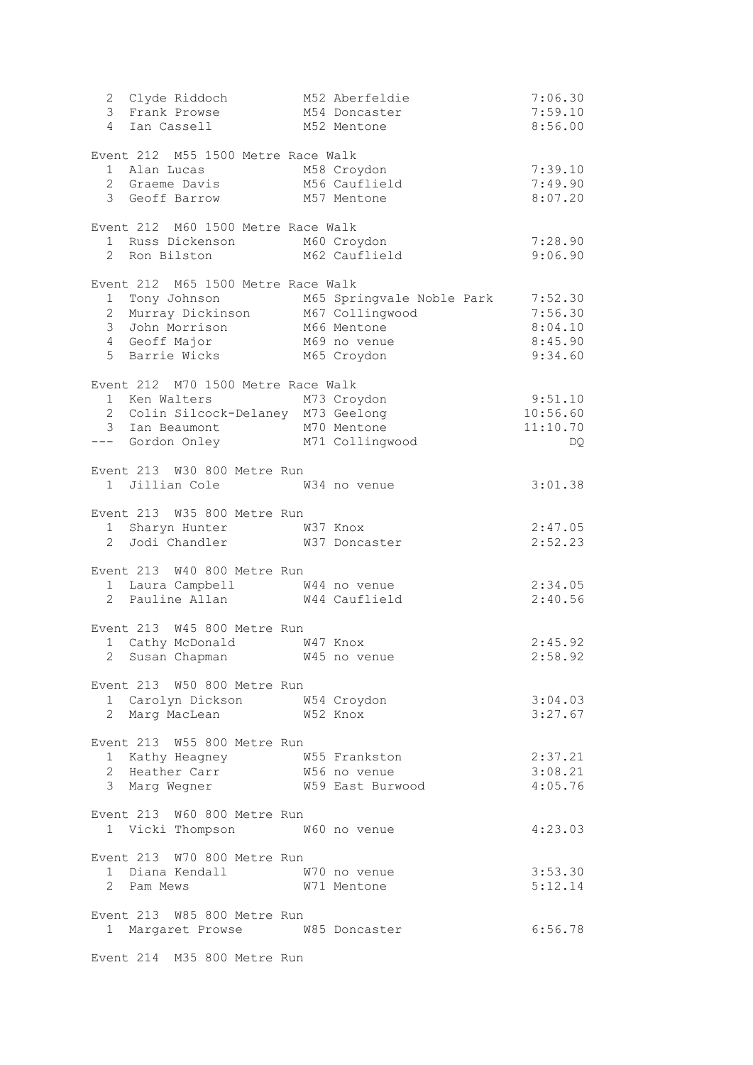| | | | |
|---|---|---|---|
| 2 | Clyde Riddoch | M52 Aberfeldie | 7:06.30 |
| 3 | Frank Prowse | M54 Doncaster | 7:59.10 |
| 4 | Ian Cassell | M52 Mentone | 8:56.00 |

Event 212  M55 1500 Metre Race Walk

| | | | |
|---|---|---|---|
| 1 | Alan Lucas | M58 Croydon | 7:39.10 |
| 2 | Graeme Davis | M56 Cauflield | 7:49.90 |
| 3 | Geoff Barrow | M57 Mentone | 8:07.20 |

Event 212  M60 1500 Metre Race Walk

| | | | |
|---|---|---|---|
| 1 | Russ Dickenson | M60 Croydon | 7:28.90 |
| 2 | Ron Bilston | M62 Cauflield | 9:06.90 |

Event 212  M65 1500 Metre Race Walk

| | | | |
|---|---|---|---|
| 1 | Tony Johnson | M65 Springvale Noble Park | 7:52.30 |
| 2 | Murray Dickinson | M67 Collingwood | 7:56.30 |
| 3 | John Morrison | M66 Mentone | 8:04.10 |
| 4 | Geoff Major | M69 no venue | 8:45.90 |
| 5 | Barrie Wicks | M65 Croydon | 9:34.60 |

Event 212  M70 1500 Metre Race Walk

| | | | |
|---|---|---|---|
| 1 | Ken Walters | M73 Croydon | 9:51.10 |
| 2 | Colin Silcock-Delaney | M73 Geelong | 10:56.60 |
| 3 | Ian Beaumont | M70 Mentone | 11:10.70 |
| --- | Gordon Onley | M71 Collingwood | DQ |

Event 213  W30 800 Metre Run

| | | | |
|---|---|---|---|
| 1 | Jillian Cole | W34 no venue | 3:01.38 |

Event 213  W35 800 Metre Run

| | | | |
|---|---|---|---|
| 1 | Sharyn Hunter | W37 Knox | 2:47.05 |
| 2 | Jodi Chandler | W37 Doncaster | 2:52.23 |

Event 213  W40 800 Metre Run

| | | | |
|---|---|---|---|
| 1 | Laura Campbell | W44 no venue | 2:34.05 |
| 2 | Pauline Allan | W44 Cauflield | 2:40.56 |

Event 213  W45 800 Metre Run

| | | | |
|---|---|---|---|
| 1 | Cathy McDonald | W47 Knox | 2:45.92 |
| 2 | Susan Chapman | W45 no venue | 2:58.92 |

Event 213  W50 800 Metre Run

| | | | |
|---|---|---|---|
| 1 | Carolyn Dickson | W54 Croydon | 3:04.03 |
| 2 | Marg MacLean | W52 Knox | 3:27.67 |

Event 213  W55 800 Metre Run

| | | | |
|---|---|---|---|
| 1 | Kathy Heagney | W55 Frankston | 2:37.21 |
| 2 | Heather Carr | W56 no venue | 3:08.21 |
| 3 | Marg Wegner | W59 East Burwood | 4:05.76 |

Event 213  W60 800 Metre Run

| | | | |
|---|---|---|---|
| 1 | Vicki Thompson | W60 no venue | 4:23.03 |

Event 213  W70 800 Metre Run

| | | | |
|---|---|---|---|
| 1 | Diana Kendall | W70 no venue | 3:53.30 |
| 2 | Pam Mews | W71 Mentone | 5:12.14 |

Event 213  W85 800 Metre Run

| | | | |
|---|---|---|---|
| 1 | Margaret Prowse | W85 Doncaster | 6:56.78 |

Event 214  M35 800 Metre Run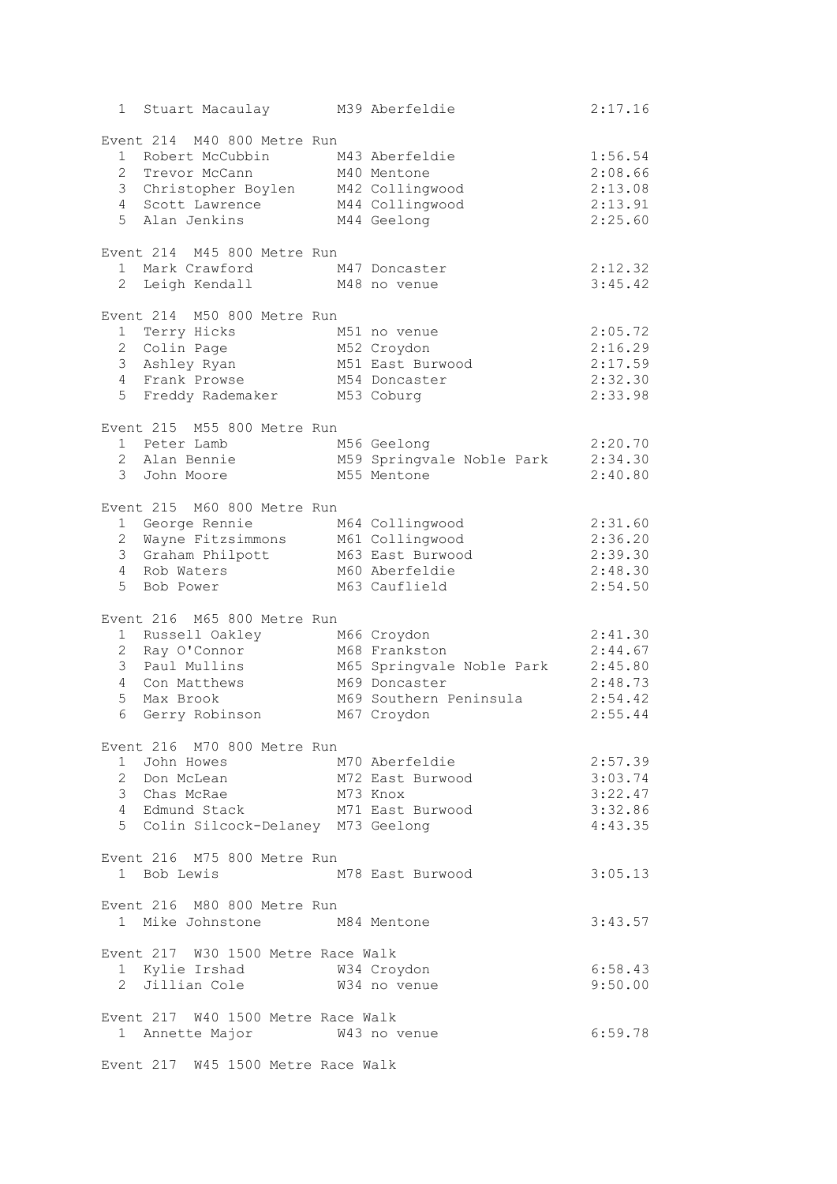```
  1  Stuart Macaulay        M39 Aberfeldie                 2:17.16

Event 214  M40 800 Metre Run
  1  Robert McCubbin        M43 Aberfeldie                 1:56.54
  2  Trevor McCann          M40 Mentone                    2:08.66
  3  Christopher Boylen     M42 Collingwood                2:13.08
  4  Scott Lawrence         M44 Collingwood                2:13.91
  5  Alan Jenkins           M44 Geelong                    2:25.60

Event 214  M45 800 Metre Run
  1  Mark Crawford          M47 Doncaster                  2:12.32
  2  Leigh Kendall          M48 no venue                   3:45.42

Event 214  M50 800 Metre Run
  1  Terry Hicks            M51 no venue                   2:05.72
  2  Colin Page             M52 Croydon                    2:16.29
  3  Ashley Ryan            M51 East Burwood               2:17.59
  4  Frank Prowse           M54 Doncaster                  2:32.30
  5  Freddy Rademaker       M53 Coburg                     2:33.98

Event 215  M55 800 Metre Run
  1  Peter Lamb             M56 Geelong                    2:20.70
  2  Alan Bennie            M59 Springvale Noble Park      2:34.30
  3  John Moore             M55 Mentone                    2:40.80

Event 215  M60 800 Metre Run
  1  George Rennie          M64 Collingwood                2:31.60
  2  Wayne Fitzsimmons      M61 Collingwood                2:36.20
  3  Graham Philpott        M63 East Burwood               2:39.30
  4  Rob Waters             M60 Aberfeldie                 2:48.30
  5  Bob Power              M63 Cauflield                  2:54.50

Event 216  M65 800 Metre Run
  1  Russell Oakley         M66 Croydon                    2:41.30
  2  Ray O'Connor           M68 Frankston                  2:44.67
  3  Paul Mullins           M65 Springvale Noble Park      2:45.80
  4  Con Matthews           M69 Doncaster                  2:48.73
  5  Max Brook              M69 Southern Peninsula         2:54.42
  6  Gerry Robinson         M67 Croydon                    2:55.44

Event 216  M70 800 Metre Run
  1  John Howes             M70 Aberfeldie                 2:57.39
  2  Don McLean             M72 East Burwood               3:03.74
  3  Chas McRae             M73 Knox                       3:22.47
  4  Edmund Stack           M71 East Burwood               3:32.86
  5  Colin Silcock-Delaney  M73 Geelong                    4:43.35

Event 216  M75 800 Metre Run
  1  Bob Lewis              M78 East Burwood               3:05.13

Event 216  M80 800 Metre Run
  1  Mike Johnstone         M84 Mentone                    3:43.57

Event 217  W30 1500 Metre Race Walk
  1  Kylie Irshad           W34 Croydon                    6:58.43
  2  Jillian Cole           W34 no venue                   9:50.00

Event 217  W40 1500 Metre Race Walk
  1  Annette Major          W43 no venue                   6:59.78

Event 217  W45 1500 Metre Race Walk
```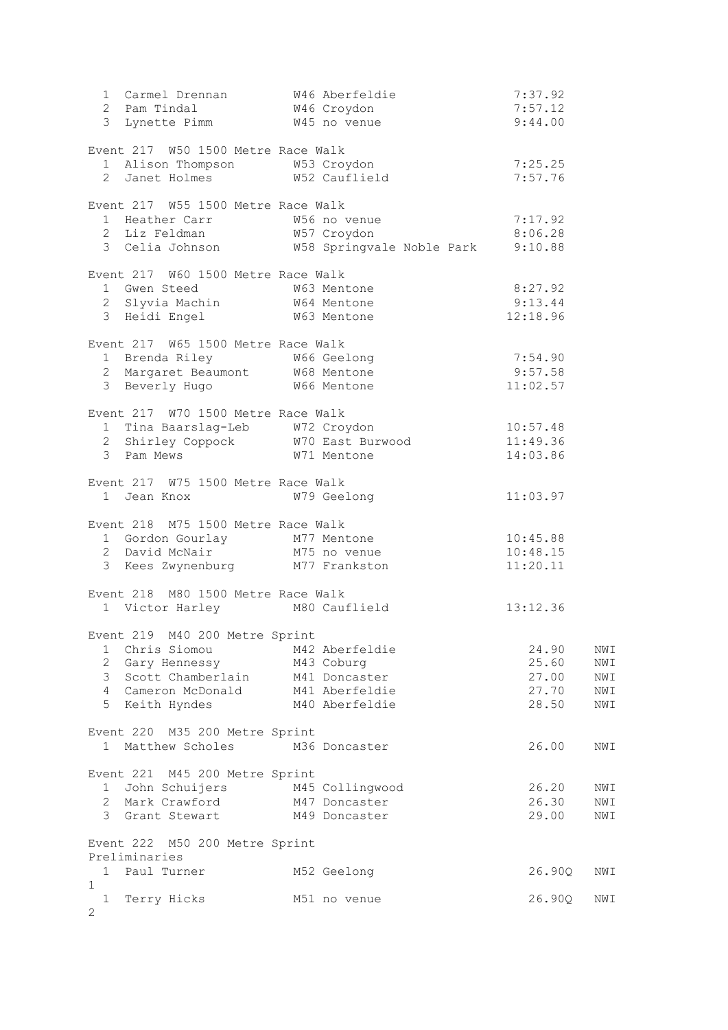| Place | Name | Age/Club | Time |
|---|---|---|---|
| 1 | Carmel Drennan | W46 Aberfeldie | 7:37.92 |
| 2 | Pam Tindal | W46 Croydon | 7:57.12 |
| 3 | Lynette Pimm | W45 no venue | 9:44.00 |

### Event 217 W50 1500 Metre Race Walk

| Place | Name | Age/Club | Time |
|---|---|---|---|
| 1 | Alison Thompson | W53 Croydon | 7:25.25 |
| 2 | Janet Holmes | W52 Cauflield | 7:57.76 |

### Event 217 W55 1500 Metre Race Walk

| Place | Name | Age/Club | Time |
|---|---|---|---|
| 1 | Heather Carr | W56 no venue | 7:17.92 |
| 2 | Liz Feldman | W57 Croydon | 8:06.28 |
| 3 | Celia Johnson | W58 Springvale Noble Park | 9:10.88 |

### Event 217 W60 1500 Metre Race Walk

| Place | Name | Age/Club | Time |
|---|---|---|---|
| 1 | Gwen Steed | W63 Mentone | 8:27.92 |
| 2 | Slyvia Machin | W64 Mentone | 9:13.44 |
| 3 | Heidi Engel | W63 Mentone | 12:18.96 |

### Event 217 W65 1500 Metre Race Walk

| Place | Name | Age/Club | Time |
|---|---|---|---|
| 1 | Brenda Riley | W66 Geelong | 7:54.90 |
| 2 | Margaret Beaumont | W68 Mentone | 9:57.58 |
| 3 | Beverly Hugo | W66 Mentone | 11:02.57 |

### Event 217 W70 1500 Metre Race Walk

| Place | Name | Age/Club | Time |
|---|---|---|---|
| 1 | Tina Baarslag-Leb | W72 Croydon | 10:57.48 |
| 2 | Shirley Coppock | W70 East Burwood | 11:49.36 |
| 3 | Pam Mews | W71 Mentone | 14:03.86 |

### Event 217 W75 1500 Metre Race Walk

| Place | Name | Age/Club | Time |
|---|---|---|---|
| 1 | Jean Knox | W79 Geelong | 11:03.97 |

### Event 218 M75 1500 Metre Race Walk

| Place | Name | Age/Club | Time |
|---|---|---|---|
| 1 | Gordon Gourlay | M77 Mentone | 10:45.88 |
| 2 | David McNair | M75 no venue | 10:48.15 |
| 3 | Kees Zwynenburg | M77 Frankston | 11:20.11 |

### Event 218 M80 1500 Metre Race Walk

| Place | Name | Age/Club | Time |
|---|---|---|---|
| 1 | Victor Harley | M80 Cauflield | 13:12.36 |

### Event 219 M40 200 Metre Sprint

| Place | Name | Age/Club | Time | Wind |
|---|---|---|---|---|
| 1 | Chris Siomou | M42 Aberfeldie | 24.90 | NWI |
| 2 | Gary Hennessy | M43 Coburg | 25.60 | NWI |
| 3 | Scott Chamberlain | M41 Doncaster | 27.00 | NWI |
| 4 | Cameron McDonald | M41 Aberfeldie | 27.70 | NWI |
| 5 | Keith Hyndes | M40 Aberfeldie | 28.50 | NWI |

### Event 220 M35 200 Metre Sprint

| Place | Name | Age/Club | Time | Wind |
|---|---|---|---|---|
| 1 | Matthew Scholes | M36 Doncaster | 26.00 | NWI |

### Event 221 M45 200 Metre Sprint

| Place | Name | Age/Club | Time | Wind |
|---|---|---|---|---|
| 1 | John Schuijers | M45 Collingwood | 26.20 | NWI |
| 2 | Mark Crawford | M47 Doncaster | 26.30 | NWI |
| 3 | Grant Stewart | M49 Doncaster | 29.00 | NWI |

### Event 222 M50 200 Metre Sprint

Preliminaries

| Place | Name | Age/Club | Time | Wind | Heat |
|---|---|---|---|---|---|
| 1 | Paul Turner | M52 Geelong | 26.90Q | NWI | 1 |
| 1 | Terry Hicks | M51 no venue | 26.90Q | NWI | 2 |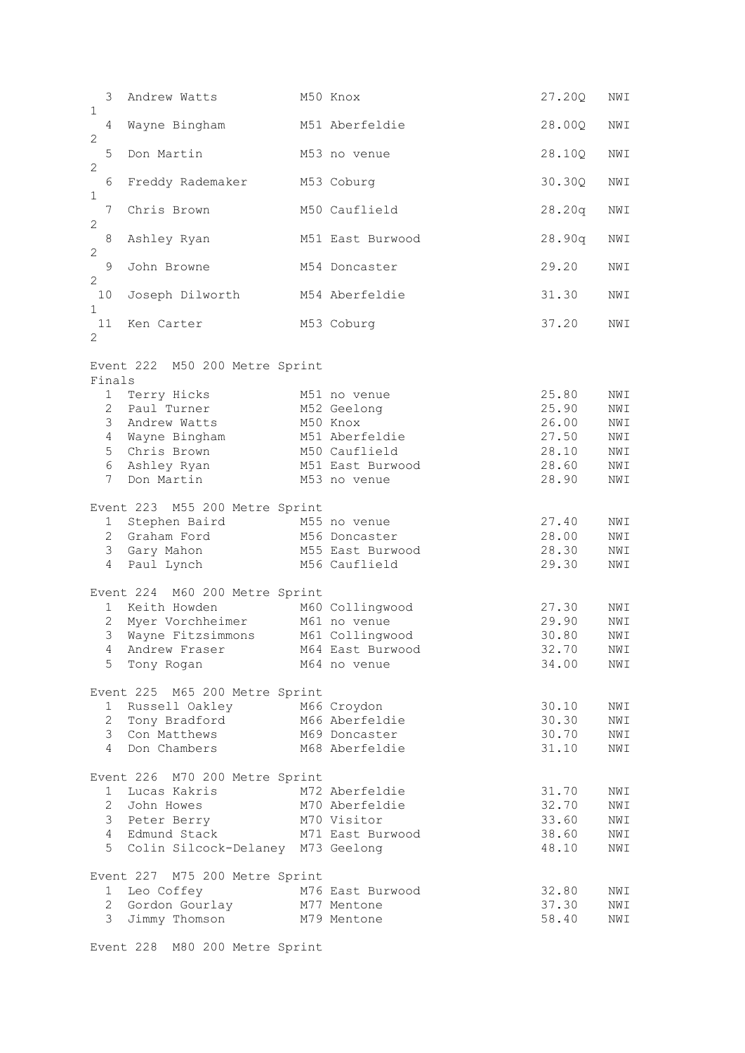| | | | | | |
|---|---|---|---|---|---|
| 3 | Andrew Watts | M50 Knox | 27.20Q | NWI | 1 |
| 4 | Wayne Bingham | M51 Aberfeldie | 28.00Q | NWI | 2 |
| 5 | Don Martin | M53 no venue | 28.10Q | NWI | 2 |
| 6 | Freddy Rademaker | M53 Coburg | 30.30Q | NWI | 1 |
| 7 | Chris Brown | M50 Caufliel‌d | 28.20q | NWI | 2 |
| 8 | Ashley Ryan | M51 East Burwood | 28.90q | NWI | 2 |
| 9 | John Browne | M54 Doncaster | 29.20 | NWI | 2 |
| 10 | Joseph Dilworth | M54 Aberfeldie | 31.30 | NWI | 1 |
| 11 | Ken Carter | M53 Coburg | 37.20 | NWI | 2 |

Event 222 M50 200 Metre Sprint

Finals

| | | | | |
|---|---|---|---|---|
| 1 | Terry Hicks | M51 no venue | 25.80 | NWI |
| 2 | Paul Turner | M52 Geelong | 25.90 | NWI |
| 3 | Andrew Watts | M50 Knox | 26.00 | NWI |
| 4 | Wayne Bingham | M51 Aberfeldie | 27.50 | NWI |
| 5 | Chris Brown | M50 Caufliel‌d | 28.10 | NWI |
| 6 | Ashley Ryan | M51 East Burwood | 28.60 | NWI |
| 7 | Don Martin | M53 no venue | 28.90 | NWI |

Event 223 M55 200 Metre Sprint

| | | | | |
|---|---|---|---|---|
| 1 | Stephen Baird | M55 no venue | 27.40 | NWI |
| 2 | Graham Ford | M56 Doncaster | 28.00 | NWI |
| 3 | Gary Mahon | M55 East Burwood | 28.30 | NWI |
| 4 | Paul Lynch | M56 Caufliel‌d | 29.30 | NWI |

Event 224 M60 200 Metre Sprint

| | | | | |
|---|---|---|---|---|
| 1 | Keith Howden | M60 Collingwood | 27.30 | NWI |
| 2 | Myer Vorchheimer | M61 no venue | 29.90 | NWI |
| 3 | Wayne Fitzsimmons | M61 Collingwood | 30.80 | NWI |
| 4 | Andrew Fraser | M64 East Burwood | 32.70 | NWI |
| 5 | Tony Rogan | M64 no venue | 34.00 | NWI |

Event 225 M65 200 Metre Sprint

| | | | | |
|---|---|---|---|---|
| 1 | Russell Oakley | M66 Croydon | 30.10 | NWI |
| 2 | Tony Bradford | M66 Aberfeldie | 30.30 | NWI |
| 3 | Con Matthews | M69 Doncaster | 30.70 | NWI |
| 4 | Don Chambers | M68 Aberfeldie | 31.10 | NWI |

Event 226 M70 200 Metre Sprint

| | | | | |
|---|---|---|---|---|
| 1 | Lucas Kakris | M72 Aberfeldie | 31.70 | NWI |
| 2 | John Howes | M70 Aberfeldie | 32.70 | NWI |
| 3 | Peter Berry | M70 Visitor | 33.60 | NWI |
| 4 | Edmund Stack | M71 East Burwood | 38.60 | NWI |
| 5 | Colin Silcock-Delaney | M73 Geelong | 48.10 | NWI |

Event 227 M75 200 Metre Sprint

| | | | | |
|---|---|---|---|---|
| 1 | Leo Coffey | M76 East Burwood | 32.80 | NWI |
| 2 | Gordon Gourlay | M77 Mentone | 37.30 | NWI |
| 3 | Jimmy Thomson | M79 Mentone | 58.40 | NWI |

Event 228 M80 200 Metre Sprint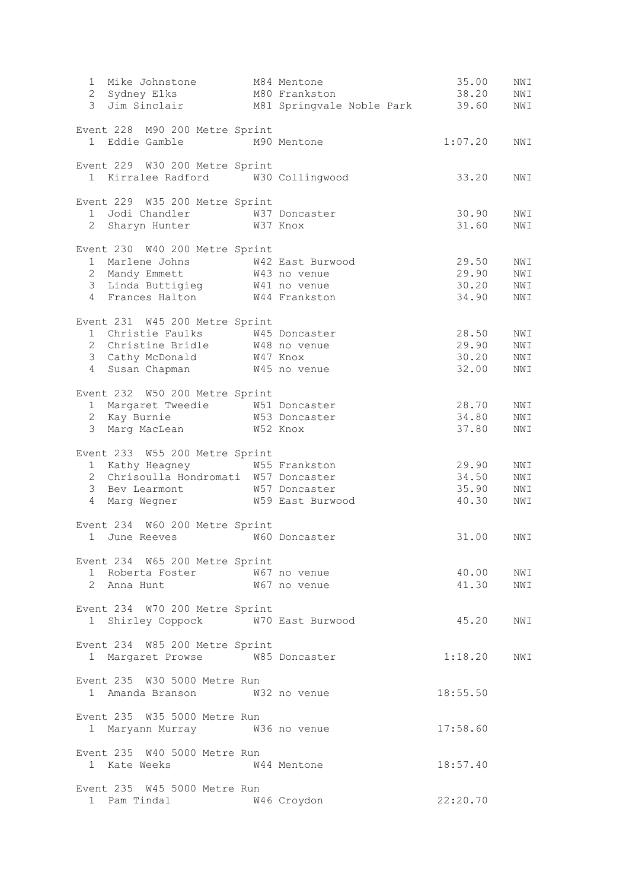```
  1  Mike Johnstone         M84 Mentone                      35.00    NWI
  2  Sydney Elks            M80 Frankston                    38.20    NWI
  3  Jim Sinclair           M81 Springvale Noble Park        39.60    NWI

Event 228  M90 200 Metre Sprint
  1  Eddie Gamble           M90 Mentone                    1:07.20    NWI

Event 229  W30 200 Metre Sprint
  1  Kirralee Radford       W30 Collingwood                  33.20    NWI

Event 229  W35 200 Metre Sprint
  1  Jodi Chandler          W37 Doncaster                    30.90    NWI
  2  Sharyn Hunter          W37 Knox                         31.60    NWI

Event 230  W40 200 Metre Sprint
  1  Marlene Johns          W42 East Burwood                 29.50    NWI
  2  Mandy Emmett           W43 no venue                     29.90    NWI
  3  Linda Buttigieg        W41 no venue                     30.20    NWI
  4  Frances Halton         W44 Frankston                    34.90    NWI

Event 231  W45 200 Metre Sprint
  1  Christie Faulks        W45 Doncaster                    28.50    NWI
  2  Christine Bridle       W48 no venue                     29.90    NWI
  3  Cathy McDonald         W47 Knox                         30.20    NWI
  4  Susan Chapman          W45 no venue                     32.00    NWI

Event 232  W50 200 Metre Sprint
  1  Margaret Tweedie       W51 Doncaster                    28.70    NWI
  2  Kay Burnie             W53 Doncaster                    34.80    NWI
  3  Marg MacLean           W52 Knox                         37.80    NWI

Event 233  W55 200 Metre Sprint
  1  Kathy Heagney          W55 Frankston                    29.90    NWI
  2  Chrisoulla Hondromati  W57 Doncaster                    34.50    NWI
  3  Bev Learmont           W57 Doncaster                    35.90    NWI
  4  Marg Wegner            W59 East Burwood                 40.30    NWI

Event 234  W60 200 Metre Sprint
  1  June Reeves            W60 Doncaster                    31.00    NWI

Event 234  W65 200 Metre Sprint
  1  Roberta Foster         W67 no venue                     40.00    NWI
  2  Anna Hunt              W67 no venue                     41.30    NWI

Event 234  W70 200 Metre Sprint
  1  Shirley Coppock        W70 East Burwood                 45.20    NWI

Event 234  W85 200 Metre Sprint
  1  Margaret Prowse        W85 Doncaster                  1:18.20    NWI

Event 235  W30 5000 Metre Run
  1  Amanda Branson         W32 no venue                  18:55.50

Event 235  W35 5000 Metre Run
  1  Maryann Murray         W36 no venue                  17:58.60

Event 235  W40 5000 Metre Run
  1  Kate Weeks             W44 Mentone                   18:57.40

Event 235  W45 5000 Metre Run
  1  Pam Tindal             W46 Croydon                   22:20.70
```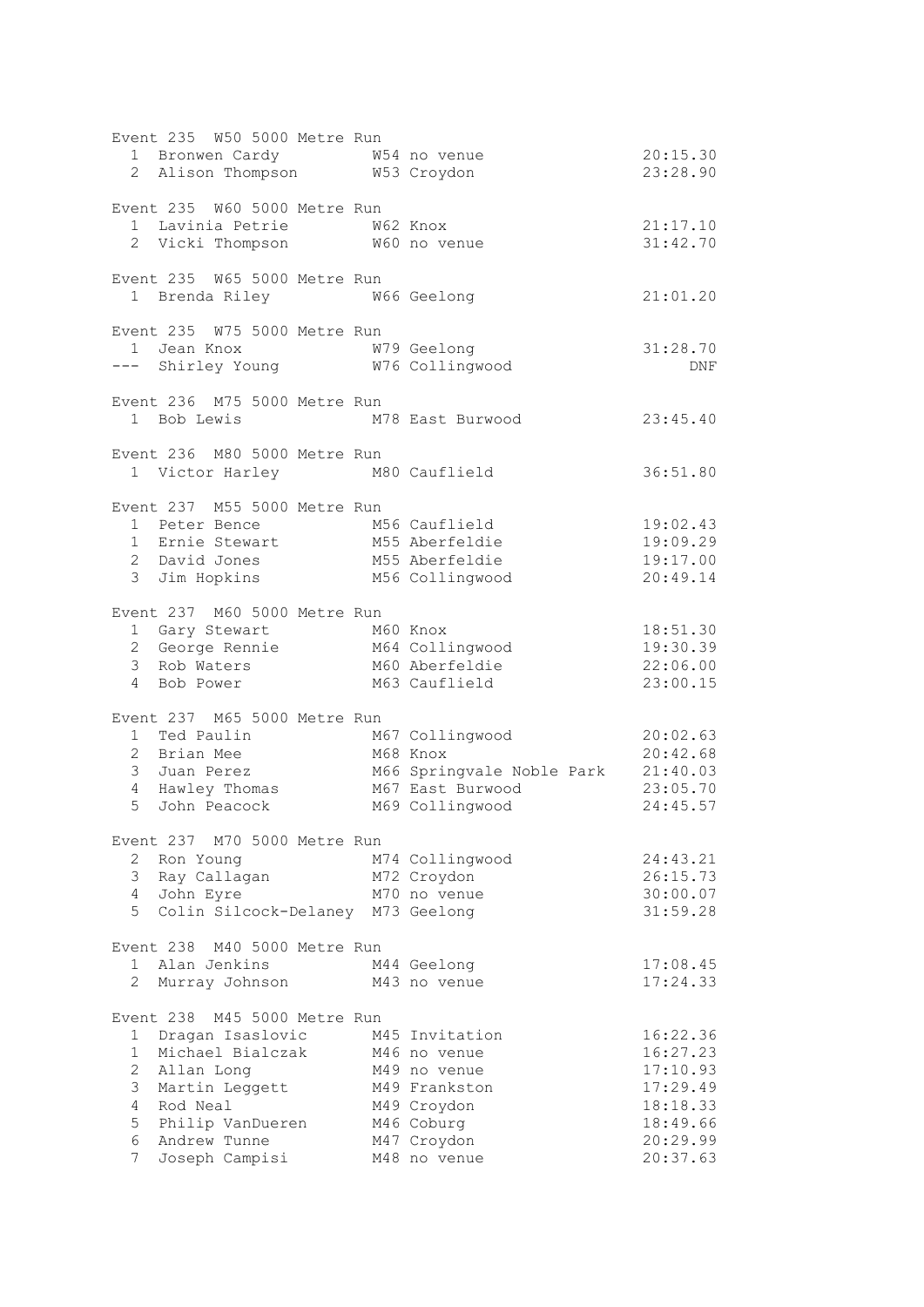Event 235 W50 5000 Metre Run

| Place | Name | Age/Club | Time |
|---|---|---|---|
| 1 | Bronwen Cardy | W54 no venue | 20:15.30 |
| 2 | Alison Thompson | W53 Croydon | 23:28.90 |

Event 235 W60 5000 Metre Run

| Place | Name | Age/Club | Time |
|---|---|---|---|
| 1 | Lavinia Petrie | W62 Knox | 21:17.10 |
| 2 | Vicki Thompson | W60 no venue | 31:42.70 |

Event 235 W65 5000 Metre Run

| Place | Name | Age/Club | Time |
|---|---|---|---|
| 1 | Brenda Riley | W66 Geelong | 21:01.20 |

Event 235 W75 5000 Metre Run

| Place | Name | Age/Club | Time |
|---|---|---|---|
| 1 | Jean Knox | W79 Geelong | 31:28.70 |
| --- | Shirley Young | W76 Collingwood | DNF |

Event 236 M75 5000 Metre Run

| Place | Name | Age/Club | Time |
|---|---|---|---|
| 1 | Bob Lewis | M78 East Burwood | 23:45.40 |

Event 236 M80 5000 Metre Run

| Place | Name | Age/Club | Time |
|---|---|---|---|
| 1 | Victor Harley | M80 Cauflield | 36:51.80 |

Event 237 M55 5000 Metre Run

| Place | Name | Age/Club | Time |
|---|---|---|---|
| 1 | Peter Bence | M56 Cauflield | 19:02.43 |
| 1 | Ernie Stewart | M55 Aberfeldie | 19:09.29 |
| 2 | David Jones | M55 Aberfeldie | 19:17.00 |
| 3 | Jim Hopkins | M56 Collingwood | 20:49.14 |

Event 237 M60 5000 Metre Run

| Place | Name | Age/Club | Time |
|---|---|---|---|
| 1 | Gary Stewart | M60 Knox | 18:51.30 |
| 2 | George Rennie | M64 Collingwood | 19:30.39 |
| 3 | Rob Waters | M60 Aberfeldie | 22:06.00 |
| 4 | Bob Power | M63 Cauflield | 23:00.15 |

Event 237 M65 5000 Metre Run

| Place | Name | Age/Club | Time |
|---|---|---|---|
| 1 | Ted Paulin | M67 Collingwood | 20:02.63 |
| 2 | Brian Mee | M68 Knox | 20:42.68 |
| 3 | Juan Perez | M66 Springvale Noble Park | 21:40.03 |
| 4 | Hawley Thomas | M67 East Burwood | 23:05.70 |
| 5 | John Peacock | M69 Collingwood | 24:45.57 |

Event 237 M70 5000 Metre Run

| Place | Name | Age/Club | Time |
|---|---|---|---|
| 2 | Ron Young | M74 Collingwood | 24:43.21 |
| 3 | Ray Callagan | M72 Croydon | 26:15.73 |
| 4 | John Eyre | M70 no venue | 30:00.07 |
| 5 | Colin Silcock-Delaney | M73 Geelong | 31:59.28 |

Event 238 M40 5000 Metre Run

| Place | Name | Age/Club | Time |
|---|---|---|---|
| 1 | Alan Jenkins | M44 Geelong | 17:08.45 |
| 2 | Murray Johnson | M43 no venue | 17:24.33 |

Event 238 M45 5000 Metre Run

| Place | Name | Age/Club | Time |
|---|---|---|---|
| 1 | Dragan Isaslovic | M45 Invitation | 16:22.36 |
| 1 | Michael Bialczak | M46 no venue | 16:27.23 |
| 2 | Allan Long | M49 no venue | 17:10.93 |
| 3 | Martin Leggett | M49 Frankston | 17:29.49 |
| 4 | Rod Neal | M49 Croydon | 18:18.33 |
| 5 | Philip VanDueren | M46 Coburg | 18:49.66 |
| 6 | Andrew Tunne | M47 Croydon | 20:29.99 |
| 7 | Joseph Campisi | M48 no venue | 20:37.63 |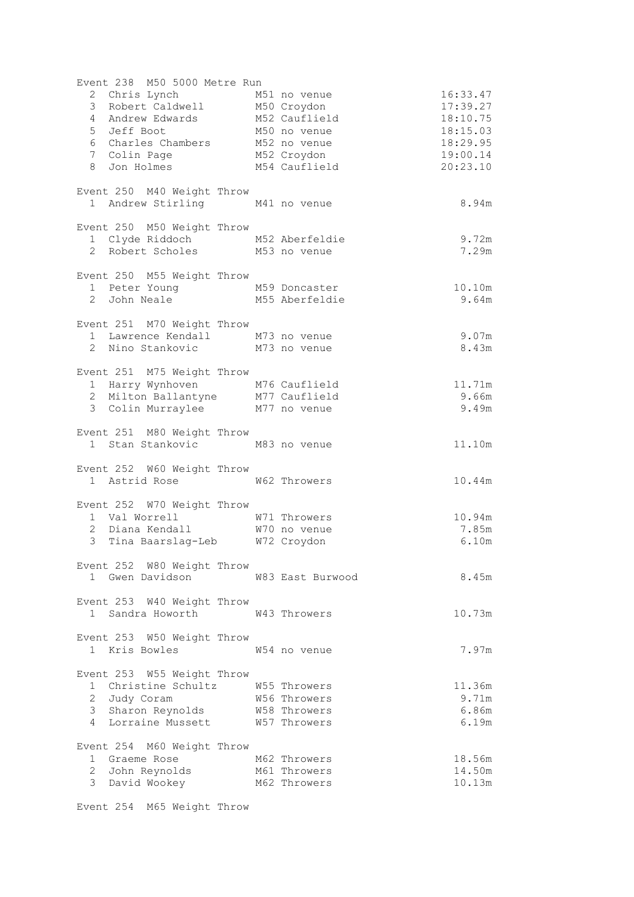Event 238  M50 5000 Metre Run

| Place | Name | Age/Club | Result |
|---|---|---|---|
| 2 | Chris Lynch | M51 no venue | 16:33.47 |
| 3 | Robert Caldwell | M50 Croydon | 17:39.27 |
| 4 | Andrew Edwards | M52 Cauflield | 18:10.75 |
| 5 | Jeff Boot | M50 no venue | 18:15.03 |
| 6 | Charles Chambers | M52 no venue | 18:29.95 |
| 7 | Colin Page | M52 Croydon | 19:00.14 |
| 8 | Jon Holmes | M54 Cauflield | 20:23.10 |

Event 250  M40 Weight Throw

| Place | Name | Age/Club | Result |
|---|---|---|---|
| 1 | Andrew Stirling | M41 no venue | 8.94m |

Event 250  M50 Weight Throw

| Place | Name | Age/Club | Result |
|---|---|---|---|
| 1 | Clyde Riddoch | M52 Aberfeldie | 9.72m |
| 2 | Robert Scholes | M53 no venue | 7.29m |

Event 250  M55 Weight Throw

| Place | Name | Age/Club | Result |
|---|---|---|---|
| 1 | Peter Young | M59 Doncaster | 10.10m |
| 2 | John Neale | M55 Aberfeldie | 9.64m |

Event 251  M70 Weight Throw

| Place | Name | Age/Club | Result |
|---|---|---|---|
| 1 | Lawrence Kendall | M73 no venue | 9.07m |
| 2 | Nino Stankovic | M73 no venue | 8.43m |

Event 251  M75 Weight Throw

| Place | Name | Age/Club | Result |
|---|---|---|---|
| 1 | Harry Wynhoven | M76 Cauflield | 11.71m |
| 2 | Milton Ballantyne | M77 Cauflield | 9.66m |
| 3 | Colin Murraylee | M77 no venue | 9.49m |

Event 251  M80 Weight Throw

| Place | Name | Age/Club | Result |
|---|---|---|---|
| 1 | Stan Stankovic | M83 no venue | 11.10m |

Event 252  W60 Weight Throw

| Place | Name | Age/Club | Result |
|---|---|---|---|
| 1 | Astrid Rose | W62 Throwers | 10.44m |

Event 252  W70 Weight Throw

| Place | Name | Age/Club | Result |
|---|---|---|---|
| 1 | Val Worrell | W71 Throwers | 10.94m |
| 2 | Diana Kendall | W70 no venue | 7.85m |
| 3 | Tina Baarslag-Leb | W72 Croydon | 6.10m |

Event 252  W80 Weight Throw

| Place | Name | Age/Club | Result |
|---|---|---|---|
| 1 | Gwen Davidson | W83 East Burwood | 8.45m |

Event 253  W40 Weight Throw

| Place | Name | Age/Club | Result |
|---|---|---|---|
| 1 | Sandra Howorth | W43 Throwers | 10.73m |

Event 253  W50 Weight Throw

| Place | Name | Age/Club | Result |
|---|---|---|---|
| 1 | Kris Bowles | W54 no venue | 7.97m |

Event 253  W55 Weight Throw

| Place | Name | Age/Club | Result |
|---|---|---|---|
| 1 | Christine Schultz | W55 Throwers | 11.36m |
| 2 | Judy Coram | W56 Throwers | 9.71m |
| 3 | Sharon Reynolds | W58 Throwers | 6.86m |
| 4 | Lorraine Mussett | W57 Throwers | 6.19m |

Event 254  M60 Weight Throw

| Place | Name | Age/Club | Result |
|---|---|---|---|
| 1 | Graeme Rose | M62 Throwers | 18.56m |
| 2 | John Reynolds | M61 Throwers | 14.50m |
| 3 | David Wookey | M62 Throwers | 10.13m |

Event 254  M65 Weight Throw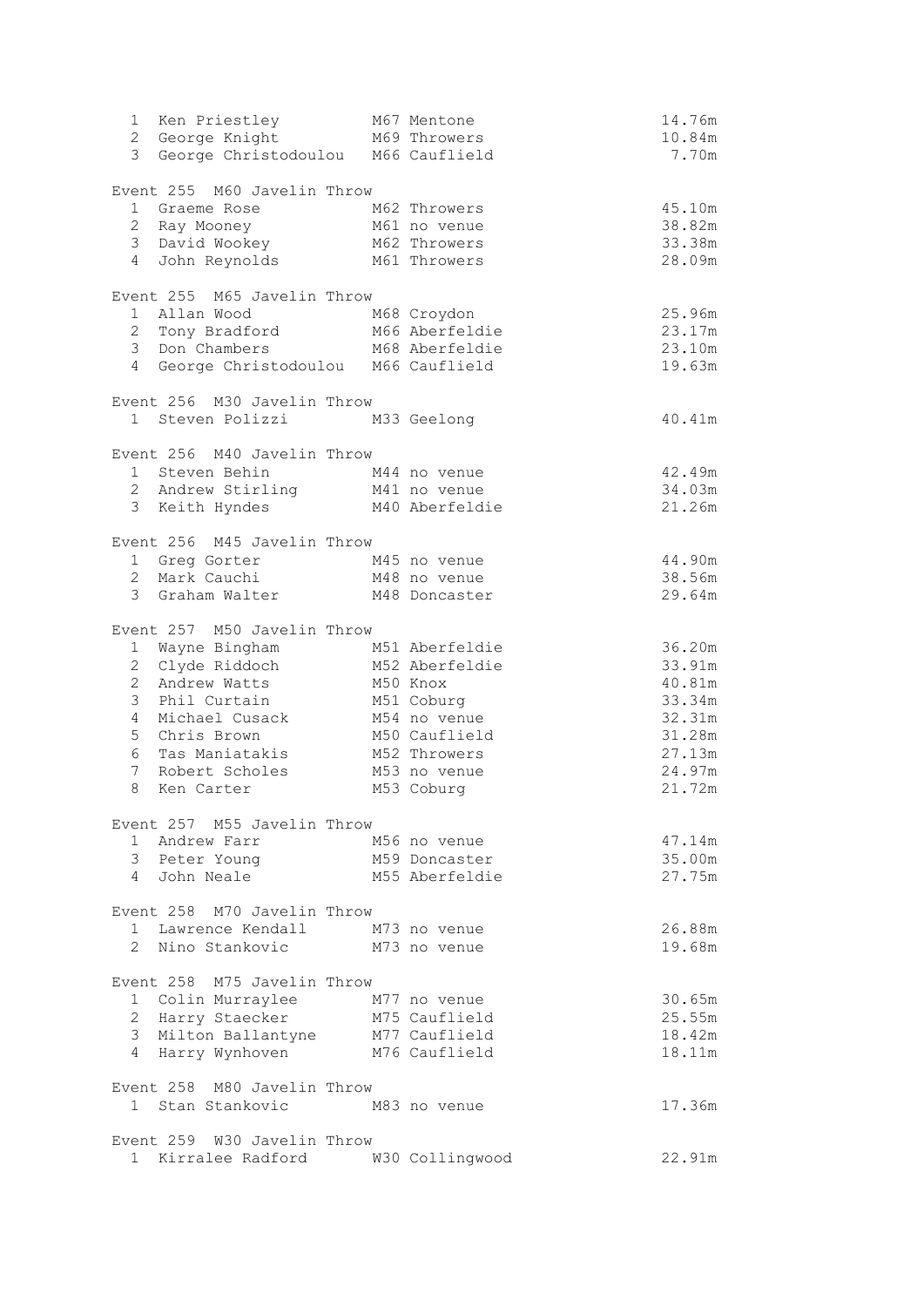| | | | |
|---|---|---|---|
| 1 | Ken Priestley | M67 Mentone | 14.76m |
| 2 | George Knight | M69 Throwers | 10.84m |
| 3 | George Christodoulou | M66 Cauflield | 7.70m |

Event 255 M60 Javelin Throw

| | | | |
|---|---|---|---|
| 1 | Graeme Rose | M62 Throwers | 45.10m |
| 2 | Ray Mooney | M61 no venue | 38.82m |
| 3 | David Wookey | M62 Throwers | 33.38m |
| 4 | John Reynolds | M61 Throwers | 28.09m |

Event 255 M65 Javelin Throw

| | | | |
|---|---|---|---|
| 1 | Allan Wood | M68 Croydon | 25.96m |
| 2 | Tony Bradford | M66 Aberfeldie | 23.17m |
| 3 | Don Chambers | M68 Aberfeldie | 23.10m |
| 4 | George Christodoulou | M66 Cauflield | 19.63m |

Event 256 M30 Javelin Throw

| | | | |
|---|---|---|---|
| 1 | Steven Polizzi | M33 Geelong | 40.41m |

Event 256 M40 Javelin Throw

| | | | |
|---|---|---|---|
| 1 | Steven Behin | M44 no venue | 42.49m |
| 2 | Andrew Stirling | M41 no venue | 34.03m |
| 3 | Keith Hyndes | M40 Aberfeldie | 21.26m |

Event 256 M45 Javelin Throw

| | | | |
|---|---|---|---|
| 1 | Greg Gorter | M45 no venue | 44.90m |
| 2 | Mark Cauchi | M48 no venue | 38.56m |
| 3 | Graham Walter | M48 Doncaster | 29.64m |

Event 257 M50 Javelin Throw

| | | | |
|---|---|---|---|
| 1 | Wayne Bingham | M51 Aberfeldie | 36.20m |
| 2 | Clyde Riddoch | M52 Aberfeldie | 33.91m |
| 2 | Andrew Watts | M50 Knox | 40.81m |
| 3 | Phil Curtain | M51 Coburg | 33.34m |
| 4 | Michael Cusack | M54 no venue | 32.31m |
| 5 | Chris Brown | M50 Cauflield | 31.28m |
| 6 | Tas Maniatakis | M52 Throwers | 27.13m |
| 7 | Robert Scholes | M53 no venue | 24.97m |
| 8 | Ken Carter | M53 Coburg | 21.72m |

Event 257 M55 Javelin Throw

| | | | |
|---|---|---|---|
| 1 | Andrew Farr | M56 no venue | 47.14m |
| 3 | Peter Young | M59 Doncaster | 35.00m |
| 4 | John Neale | M55 Aberfeldie | 27.75m |

Event 258 M70 Javelin Throw

| | | | |
|---|---|---|---|
| 1 | Lawrence Kendall | M73 no venue | 26.88m |
| 2 | Nino Stankovic | M73 no venue | 19.68m |

Event 258 M75 Javelin Throw

| | | | |
|---|---|---|---|
| 1 | Colin Murraylee | M77 no venue | 30.65m |
| 2 | Harry Staecker | M75 Cauflield | 25.55m |
| 3 | Milton Ballantyne | M77 Cauflield | 18.42m |
| 4 | Harry Wynhoven | M76 Cauflield | 18.11m |

Event 258 M80 Javelin Throw

| | | | |
|---|---|---|---|
| 1 | Stan Stankovic | M83 no venue | 17.36m |

Event 259 W30 Javelin Throw

| | | | |
|---|---|---|---|
| 1 | Kirralee Radford | W30 Collingwood | 22.91m |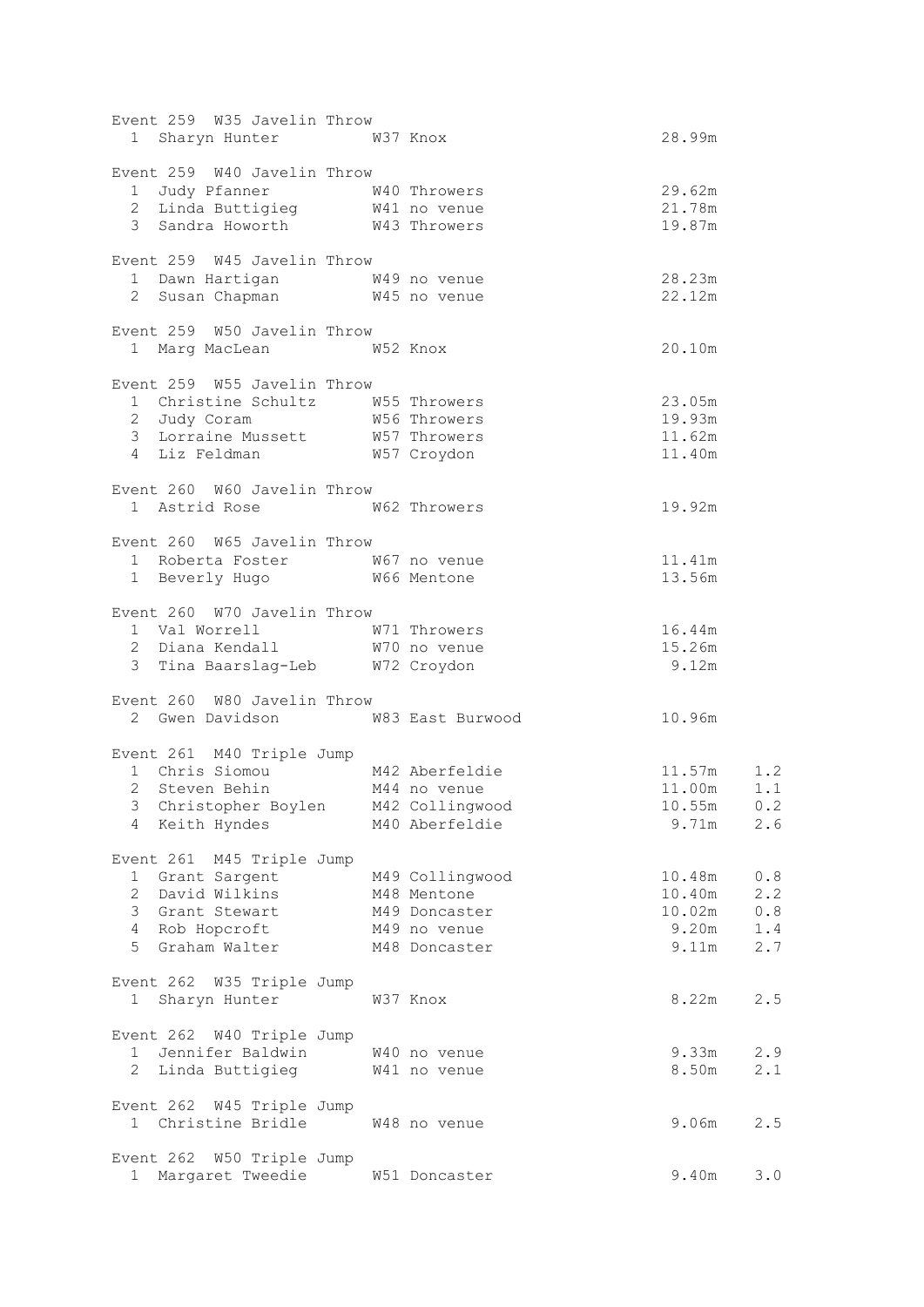Event 259 W35 Javelin Throw

| Place | Name | Age/Club | Result |
|---|---|---|---|
| 1 | Sharyn Hunter | W37 Knox | 28.99m |

Event 259 W40 Javelin Throw

| Place | Name | Age/Club | Result |
|---|---|---|---|
| 1 | Judy Pfanner | W40 Throwers | 29.62m |
| 2 | Linda Buttigieg | W41 no venue | 21.78m |
| 3 | Sandra Howorth | W43 Throwers | 19.87m |

Event 259 W45 Javelin Throw

| Place | Name | Age/Club | Result |
|---|---|---|---|
| 1 | Dawn Hartigan | W49 no venue | 28.23m |
| 2 | Susan Chapman | W45 no venue | 22.12m |

Event 259 W50 Javelin Throw

| Place | Name | Age/Club | Result |
|---|---|---|---|
| 1 | Marg MacLean | W52 Knox | 20.10m |

Event 259 W55 Javelin Throw

| Place | Name | Age/Club | Result |
|---|---|---|---|
| 1 | Christine Schultz | W55 Throwers | 23.05m |
| 2 | Judy Coram | W56 Throwers | 19.93m |
| 3 | Lorraine Mussett | W57 Throwers | 11.62m |
| 4 | Liz Feldman | W57 Croydon | 11.40m |

Event 260 W60 Javelin Throw

| Place | Name | Age/Club | Result |
|---|---|---|---|
| 1 | Astrid Rose | W62 Throwers | 19.92m |

Event 260 W65 Javelin Throw

| Place | Name | Age/Club | Result |
|---|---|---|---|
| 1 | Roberta Foster | W67 no venue | 11.41m |
| 1 | Beverly Hugo | W66 Mentone | 13.56m |

Event 260 W70 Javelin Throw

| Place | Name | Age/Club | Result |
|---|---|---|---|
| 1 | Val Worrell | W71 Throwers | 16.44m |
| 2 | Diana Kendall | W70 no venue | 15.26m |
| 3 | Tina Baarslag-Leb | W72 Croydon | 9.12m |

Event 260 W80 Javelin Throw

| Place | Name | Age/Club | Result |
|---|---|---|---|
| 2 | Gwen Davidson | W83 East Burwood | 10.96m |

Event 261 M40 Triple Jump

| Place | Name | Age/Club | Result | Wind |
|---|---|---|---|---|
| 1 | Chris Siomou | M42 Aberfeldie | 11.57m | 1.2 |
| 2 | Steven Behin | M44 no venue | 11.00m | 1.1 |
| 3 | Christopher Boylen | M42 Collingwood | 10.55m | 0.2 |
| 4 | Keith Hyndes | M40 Aberfeldie | 9.71m | 2.6 |

Event 261 M45 Triple Jump

| Place | Name | Age/Club | Result | Wind |
|---|---|---|---|---|
| 1 | Grant Sargent | M49 Collingwood | 10.48m | 0.8 |
| 2 | David Wilkins | M48 Mentone | 10.40m | 2.2 |
| 3 | Grant Stewart | M49 Doncaster | 10.02m | 0.8 |
| 4 | Rob Hopcroft | M49 no venue | 9.20m | 1.4 |
| 5 | Graham Walter | M48 Doncaster | 9.11m | 2.7 |

Event 262 W35 Triple Jump

| Place | Name | Age/Club | Result | Wind |
|---|---|---|---|---|
| 1 | Sharyn Hunter | W37 Knox | 8.22m | 2.5 |

Event 262 W40 Triple Jump

| Place | Name | Age/Club | Result | Wind |
|---|---|---|---|---|
| 1 | Jennifer Baldwin | W40 no venue | 9.33m | 2.9 |
| 2 | Linda Buttigieg | W41 no venue | 8.50m | 2.1 |

Event 262 W45 Triple Jump

| Place | Name | Age/Club | Result | Wind |
|---|---|---|---|---|
| 1 | Christine Bridle | W48 no venue | 9.06m | 2.5 |

Event 262 W50 Triple Jump

| Place | Name | Age/Club | Result | Wind |
|---|---|---|---|---|
| 1 | Margaret Tweedie | W51 Doncaster | 9.40m | 3.0 |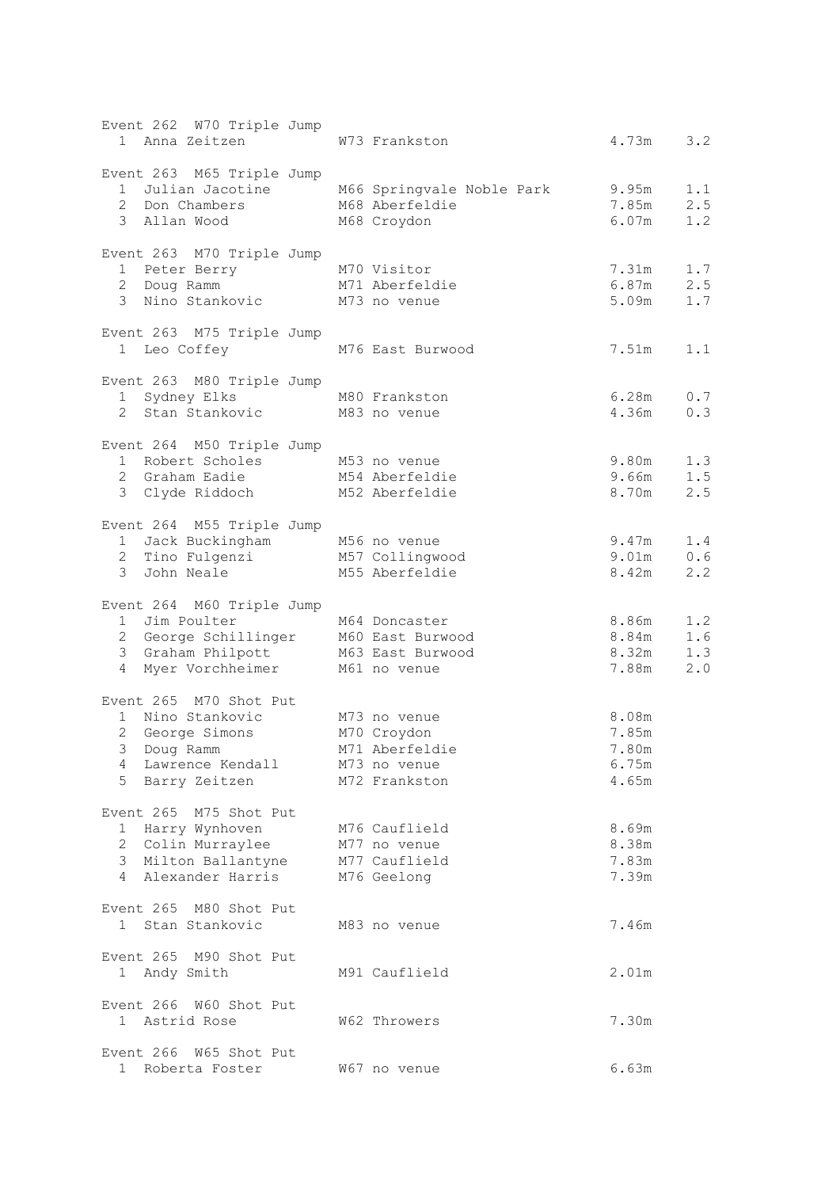Event 262  W70 Triple Jump

| Place | Name | Age/Club | Result | Wind |
|---|---|---|---|---|
| 1 | Anna Zeitzen | W73 Frankston | 4.73m | 3.2 |

Event 263  M65 Triple Jump

| Place | Name | Age/Club | Result | Wind |
|---|---|---|---|---|
| 1 | Julian Jacotine | M66 Springvale Noble Park | 9.95m | 1.1 |
| 2 | Don Chambers | M68 Aberfeldie | 7.85m | 2.5 |
| 3 | Allan Wood | M68 Croydon | 6.07m | 1.2 |

Event 263  M70 Triple Jump

| Place | Name | Age/Club | Result | Wind |
|---|---|---|---|---|
| 1 | Peter Berry | M70 Visitor | 7.31m | 1.7 |
| 2 | Doug Ramm | M71 Aberfeldie | 6.87m | 2.5 |
| 3 | Nino Stankovic | M73 no venue | 5.09m | 1.7 |

Event 263  M75 Triple Jump

| Place | Name | Age/Club | Result | Wind |
|---|---|---|---|---|
| 1 | Leo Coffey | M76 East Burwood | 7.51m | 1.1 |

Event 263  M80 Triple Jump

| Place | Name | Age/Club | Result | Wind |
|---|---|---|---|---|
| 1 | Sydney Elks | M80 Frankston | 6.28m | 0.7 |
| 2 | Stan Stankovic | M83 no venue | 4.36m | 0.3 |

Event 264  M50 Triple Jump

| Place | Name | Age/Club | Result | Wind |
|---|---|---|---|---|
| 1 | Robert Scholes | M53 no venue | 9.80m | 1.3 |
| 2 | Graham Eadie | M54 Aberfeldie | 9.66m | 1.5 |
| 3 | Clyde Riddoch | M52 Aberfeldie | 8.70m | 2.5 |

Event 264  M55 Triple Jump

| Place | Name | Age/Club | Result | Wind |
|---|---|---|---|---|
| 1 | Jack Buckingham | M56 no venue | 9.47m | 1.4 |
| 2 | Tino Fulgenzi | M57 Collingwood | 9.01m | 0.6 |
| 3 | John Neale | M55 Aberfeldie | 8.42m | 2.2 |

Event 264  M60 Triple Jump

| Place | Name | Age/Club | Result | Wind |
|---|---|---|---|---|
| 1 | Jim Poulter | M64 Doncaster | 8.86m | 1.2 |
| 2 | George Schillinger | M60 East Burwood | 8.84m | 1.6 |
| 3 | Graham Philpott | M63 East Burwood | 8.32m | 1.3 |
| 4 | Myer Vorchheimer | M61 no venue | 7.88m | 2.0 |

Event 265  M70 Shot Put

| Place | Name | Age/Club | Result |
|---|---|---|---|
| 1 | Nino Stankovic | M73 no venue | 8.08m |
| 2 | George Simons | M70 Croydon | 7.85m |
| 3 | Doug Ramm | M71 Aberfeldie | 7.80m |
| 4 | Lawrence Kendall | M73 no venue | 6.75m |
| 5 | Barry Zeitzen | M72 Frankston | 4.65m |

Event 265  M75 Shot Put

| Place | Name | Age/Club | Result |
|---|---|---|---|
| 1 | Harry Wynhoven | M76 Caufliеld | 8.69m |
| 2 | Colin Murraylee | M77 no venue | 8.38m |
| 3 | Milton Ballantyne | M77 Caufliеld | 7.83m |
| 4 | Alexander Harris | M76 Geelong | 7.39m |

Event 265  M80 Shot Put

| Place | Name | Age/Club | Result |
|---|---|---|---|
| 1 | Stan Stankovic | M83 no venue | 7.46m |

Event 265  M90 Shot Put

| Place | Name | Age/Club | Result |
|---|---|---|---|
| 1 | Andy Smith | M91 Caufliеld | 2.01m |

Event 266  W60 Shot Put

| Place | Name | Age/Club | Result |
|---|---|---|---|
| 1 | Astrid Rose | W62 Throwers | 7.30m |

Event 266  W65 Shot Put

| Place | Name | Age/Club | Result |
|---|---|---|---|
| 1 | Roberta Foster | W67 no venue | 6.63m |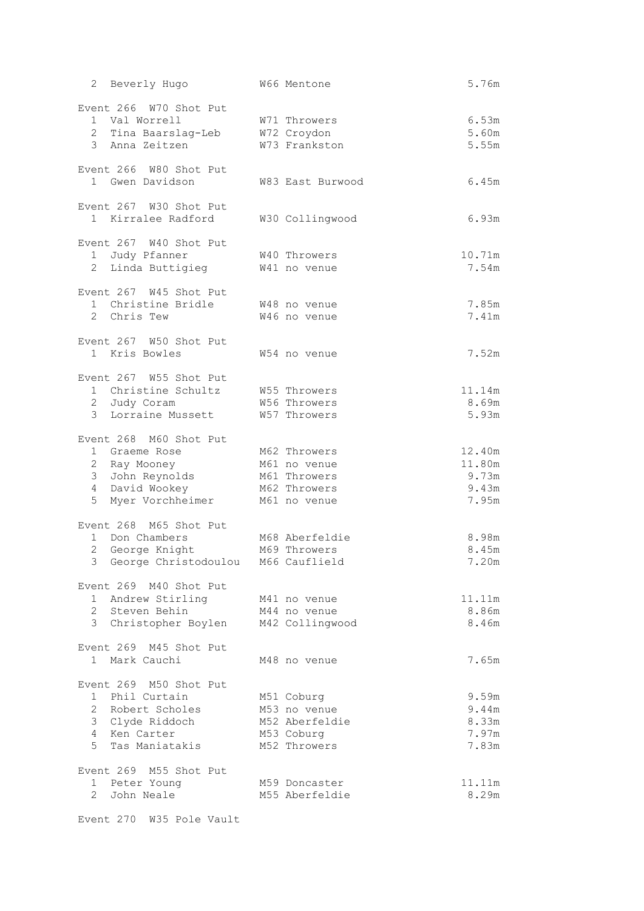```
  2  Beverly Hugo           W66 Mentone                           5.76m

Event 266  W70 Shot Put
  1  Val Worrell            W71 Throwers                          6.53m
  2  Tina Baarslag-Leb      W72 Croydon                           5.60m
  3  Anna Zeitzen           W73 Frankston                         5.55m

Event 266  W80 Shot Put
  1  Gwen Davidson          W83 East Burwood                      6.45m

Event 267  W30 Shot Put
  1  Kirralee Radford       W30 Collingwood                       6.93m

Event 267  W40 Shot Put
  1  Judy Pfanner           W40 Throwers                         10.71m
  2  Linda Buttigieg        W41 no venue                          7.54m

Event 267  W45 Shot Put
  1  Christine Bridle       W48 no venue                          7.85m
  2  Chris Tew              W46 no venue                          7.41m

Event 267  W50 Shot Put
  1  Kris Bowles            W54 no venue                          7.52m

Event 267  W55 Shot Put
  1  Christine Schultz      W55 Throwers                         11.14m
  2  Judy Coram             W56 Throwers                          8.69m
  3  Lorraine Mussett       W57 Throwers                          5.93m

Event 268  M60 Shot Put
  1  Graeme Rose            M62 Throwers                         12.40m
  2  Ray Mooney             M61 no venue                         11.80m
  3  John Reynolds          M61 Throwers                          9.73m
  4  David Wookey           M62 Throwers                          9.43m
  5  Myer Vorchheimer       M61 no venue                          7.95m

Event 268  M65 Shot Put
  1  Don Chambers           M68 Aberfeldie                        8.98m
  2  George Knight          M69 Throwers                          8.45m
  3  George Christodoulou   M66 Cauflield                         7.20m

Event 269  M40 Shot Put
  1  Andrew Stirling        M41 no venue                         11.11m
  2  Steven Behin           M44 no venue                          8.86m
  3  Christopher Boylen     M42 Collingwood                       8.46m

Event 269  M45 Shot Put
  1  Mark Cauchi            M48 no venue                          7.65m

Event 269  M50 Shot Put
  1  Phil Curtain           M51 Coburg                            9.59m
  2  Robert Scholes         M53 no venue                          9.44m
  3  Clyde Riddoch          M52 Aberfeldie                        8.33m
  4  Ken Carter             M53 Coburg                            7.97m
  5  Tas Maniatakis         M52 Throwers                          7.83m

Event 269  M55 Shot Put
  1  Peter Young            M59 Doncaster                        11.11m
  2  John Neale             M55 Aberfeldie                        8.29m

Event 270  W35 Pole Vault
```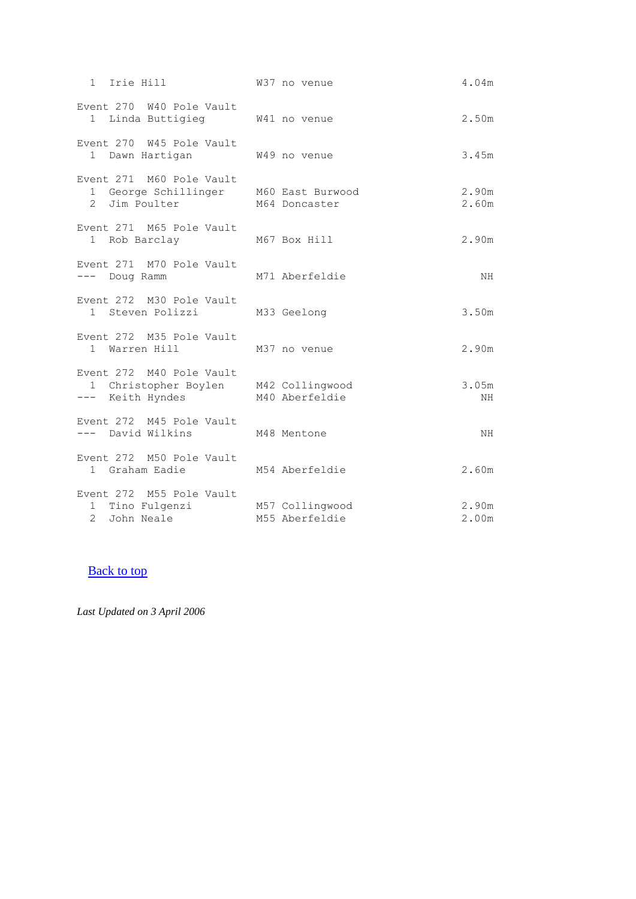```
  1  Irie Hill              W37 no venue                     4.04m

Event 270  W40 Pole Vault
  1  Linda Buttigieg        W41 no venue                     2.50m

Event 270  W45 Pole Vault
  1  Dawn Hartigan          W49 no venue                     3.45m

Event 271  M60 Pole Vault
  1  George Schillinger     M60 East Burwood                 2.90m
  2  Jim Poulter            M64 Doncaster                    2.60m

Event 271  M65 Pole Vault
  1  Rob Barclay            M67 Box Hill                     2.90m

Event 271  M70 Pole Vault
---  Doug Ramm              M71 Aberfeldie                      NH

Event 272  M30 Pole Vault
  1  Steven Polizzi         M33 Geelong                      3.50m

Event 272  M35 Pole Vault
  1  Warren Hill            M37 no venue                     2.90m

Event 272  M40 Pole Vault
  1  Christopher Boylen     M42 Collingwood                  3.05m
---  Keith Hyndes           M40 Aberfeldie                      NH

Event 272  M45 Pole Vault
---  David Wilkins          M48 Mentone                         NH

Event 272  M50 Pole Vault
  1  Graham Eadie           M54 Aberfeldie                   2.60m

Event 272  M55 Pole Vault
  1  Tino Fulgenzi          M57 Collingwood                  2.90m
  2  John Neale             M55 Aberfeldie                   2.00m
```

[Back to top]

*Last Updated on 3 April 2006*